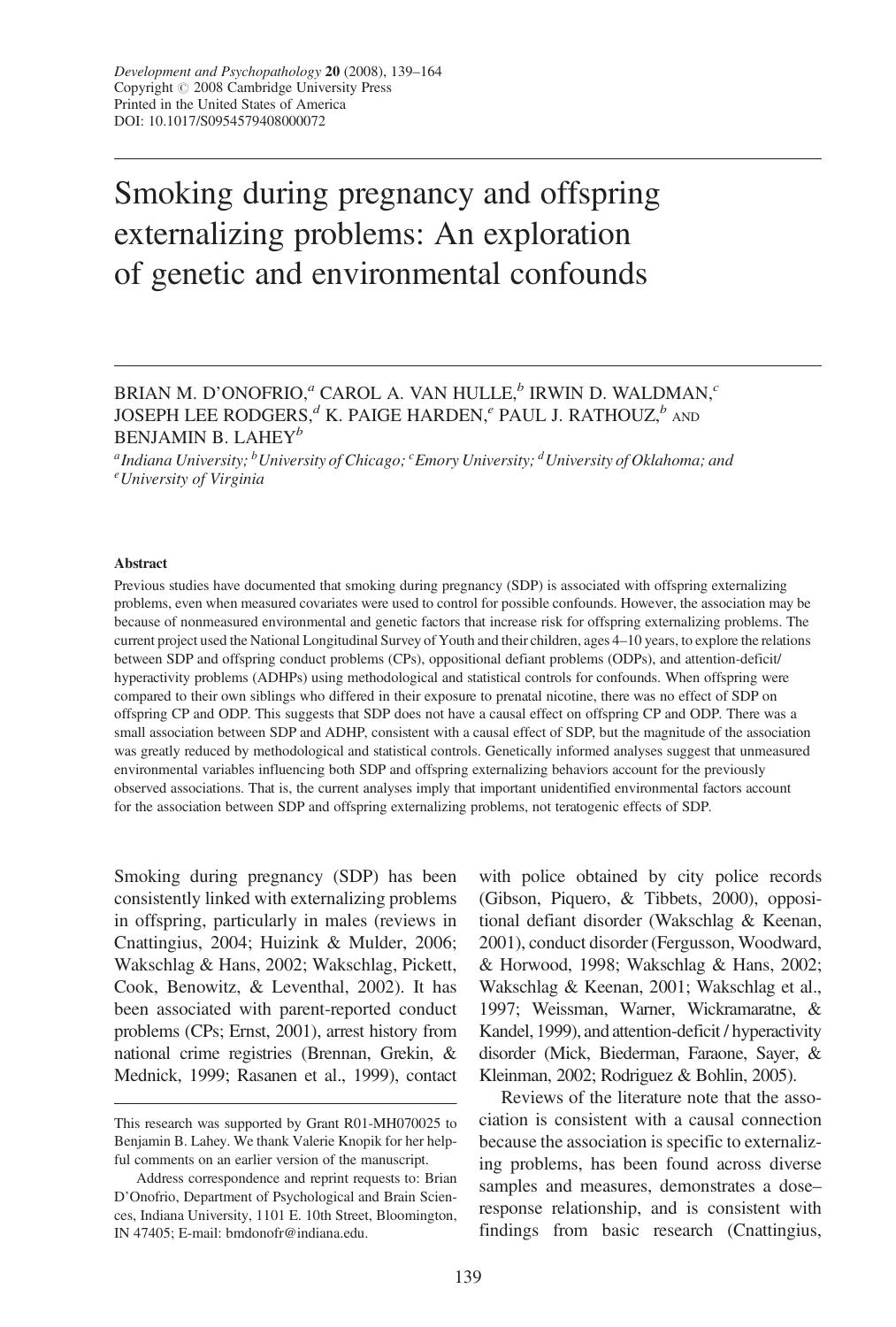# Smoking during pregnancy and offspring externalizing problems: An exploration of genetic and environmental confounds

BRIAN M. D'ONOFRIO,[a] CAROL A. VAN HULLE,[b] IRWIN D. WALDMAN,[c] JOSEPH LEE RODGERS,[d] K. PAIGE HARDEN,[e] PAUL J. RATHOUZ,[b] AND BENJAMIN B. LAHEY[b]

[a]*Indiana University;* [b]*University of Chicago;* [c]*Emory University;* [d]*University of Oklahoma; and* [e]*University of Virginia*

### Abstract

Previous studies have documented that smoking during pregnancy (SDP) is associated with offspring externalizing problems, even when measured covariates were used to control for possible confounds. However, the association may be because of nonmeasured environmental and genetic factors that increase risk for offspring externalizing problems. The current project used the National Longitudinal Survey of Youth and their children, ages 4–10 years, to explore the relations between SDP and offspring conduct problems (CPs), oppositional defiant problems (ODPs), and attention-deficit/hyperactivity problems (ADHPs) using methodological and statistical controls for confounds. When offspring were compared to their own siblings who differed in their exposure to prenatal nicotine, there was no effect of SDP on offspring CP and ODP. This suggests that SDP does not have a causal effect on offspring CP and ODP. There was a small association between SDP and ADHP, consistent with a causal effect of SDP, but the magnitude of the association was greatly reduced by methodological and statistical controls. Genetically informed analyses suggest that unmeasured environmental variables influencing both SDP and offspring externalizing behaviors account for the previously observed associations. That is, the current analyses imply that important unidentified environmental factors account for the association between SDP and offspring externalizing problems, not teratogenic effects of SDP.

Smoking during pregnancy (SDP) has been consistently linked with externalizing problems in offspring, particularly in males (reviews in Cnattingius, 2004; Huizink & Mulder, 2006; Wakschlag & Hans, 2002; Wakschlag, Pickett, Cook, Benowitz, & Leventhal, 2002). It has been associated with parent-reported conduct problems (CPs; Ernst, 2001), arrest history from national crime registries (Brennan, Grekin, & Mednick, 1999; Rasanen et al., 1999), contact with police obtained by city police records (Gibson, Piquero, & Tibbets, 2000), oppositional defiant disorder (Wakschlag & Keenan, 2001), conduct disorder (Fergusson, Woodward, & Horwood, 1998; Wakschlag & Hans, 2002; Wakschlag & Keenan, 2001; Wakschlag et al., 1997; Weissman, Warner, Wickramaratne, & Kandel, 1999), and attention-deficit / hyperactivity disorder (Mick, Biederman, Faraone, Sayer, & Kleinman, 2002; Rodriguez & Bohlin, 2005).

Reviews of the literature note that the association is consistent with a causal connection because the association is specific to externalizing problems, has been found across diverse samples and measures, demonstrates a dose–response relationship, and is consistent with findings from basic research (Cnattingius,

This research was supported by Grant R01-MH070025 to Benjamin B. Lahey. We thank Valerie Knopik for her helpful comments on an earlier version of the manuscript.

Address correspondence and reprint requests to: Brian D'Onofrio, Department of Psychological and Brain Sciences, Indiana University, 1101 E. 10th Street, Bloomington, IN 47405; E-mail: bmdonofr@indiana.edu.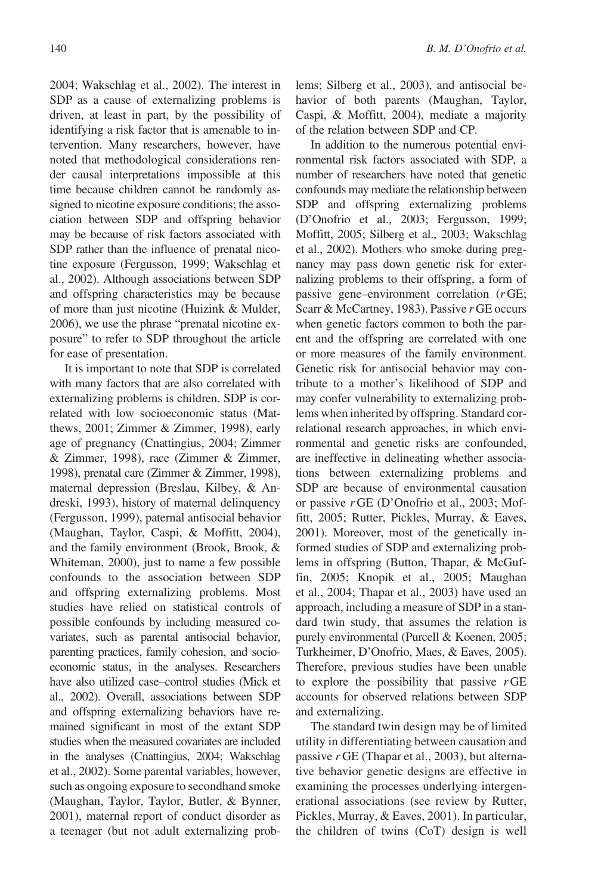2004; Wakschlag et al., 2002). The interest in SDP as a cause of externalizing problems is driven, at least in part, by the possibility of identifying a risk factor that is amenable to intervention. Many researchers, however, have noted that methodological considerations render causal interpretations impossible at this time because children cannot be randomly assigned to nicotine exposure conditions; the association between SDP and offspring behavior may be because of risk factors associated with SDP rather than the influence of prenatal nicotine exposure (Fergusson, 1999; Wakschlag et al., 2002). Although associations between SDP and offspring characteristics may be because of more than just nicotine (Huizink & Mulder, 2006), we use the phrase "prenatal nicotine exposure" to refer to SDP throughout the article for ease of presentation.

It is important to note that SDP is correlated with many factors that are also correlated with externalizing problems is children. SDP is correlated with low socioeconomic status (Matthews, 2001; Zimmer & Zimmer, 1998), early age of pregnancy (Cnattingius, 2004; Zimmer & Zimmer, 1998), race (Zimmer & Zimmer, 1998), prenatal care (Zimmer & Zimmer, 1998), maternal depression (Breslau, Kilbey, & Andreski, 1993), history of maternal delinquency (Fergusson, 1999), paternal antisocial behavior (Maughan, Taylor, Caspi, & Moffitt, 2004), and the family environment (Brook, Brook, & Whiteman, 2000), just to name a few possible confounds to the association between SDP and offspring externalizing problems. Most studies have relied on statistical controls of possible confounds by including measured covariates, such as parental antisocial behavior, parenting practices, family cohesion, and socioeconomic status, in the analyses. Researchers have also utilized case–control studies (Mick et al., 2002). Overall, associations between SDP and offspring externalizing behaviors have remained significant in most of the extant SDP studies when the measured covariates are included in the analyses (Cnattingius, 2004; Wakschlag et al., 2002). Some parental variables, however, such as ongoing exposure to secondhand smoke (Maughan, Taylor, Taylor, Butler, & Bynner, 2001), maternal report of conduct disorder as a teenager (but not adult externalizing problems; Silberg et al., 2003), and antisocial behavior of both parents (Maughan, Taylor, Caspi, & Moffitt, 2004), mediate a majority of the relation between SDP and CP.

In addition to the numerous potential environmental risk factors associated with SDP, a number of researchers have noted that genetic confounds may mediate the relationship between SDP and offspring externalizing problems (D'Onofrio et al., 2003; Fergusson, 1999; Moffitt, 2005; Silberg et al., 2003; Wakschlag et al., 2002). Mothers who smoke during pregnancy may pass down genetic risk for externalizing problems to their offspring, a form of passive gene–environment correlation (*r*GE; Scarr & McCartney, 1983). Passive *r*GE occurs when genetic factors common to both the parent and the offspring are correlated with one or more measures of the family environment. Genetic risk for antisocial behavior may contribute to a mother's likelihood of SDP and may confer vulnerability to externalizing problems when inherited by offspring. Standard correlational research approaches, in which environmental and genetic risks are confounded, are ineffective in delineating whether associations between externalizing problems and SDP are because of environmental causation or passive *r*GE (D'Onofrio et al., 2003; Moffitt, 2005; Rutter, Pickles, Murray, & Eaves, 2001). Moreover, most of the genetically informed studies of SDP and externalizing problems in offspring (Button, Thapar, & McGuffin, 2005; Knopik et al., 2005; Maughan et al., 2004; Thapar et al., 2003) have used an approach, including a measure of SDP in a standard twin study, that assumes the relation is purely environmental (Purcell & Koenen, 2005; Turkheimer, D'Onofrio, Maes, & Eaves, 2005). Therefore, previous studies have been unable to explore the possibility that passive *r*GE accounts for observed relations between SDP and externalizing.

The standard twin design may be of limited utility in differentiating between causation and passive *r*GE (Thapar et al., 2003), but alternative behavior genetic designs are effective in examining the processes underlying intergenerational associations (see review by Rutter, Pickles, Murray, & Eaves, 2001). In particular, the children of twins (CoT) design is well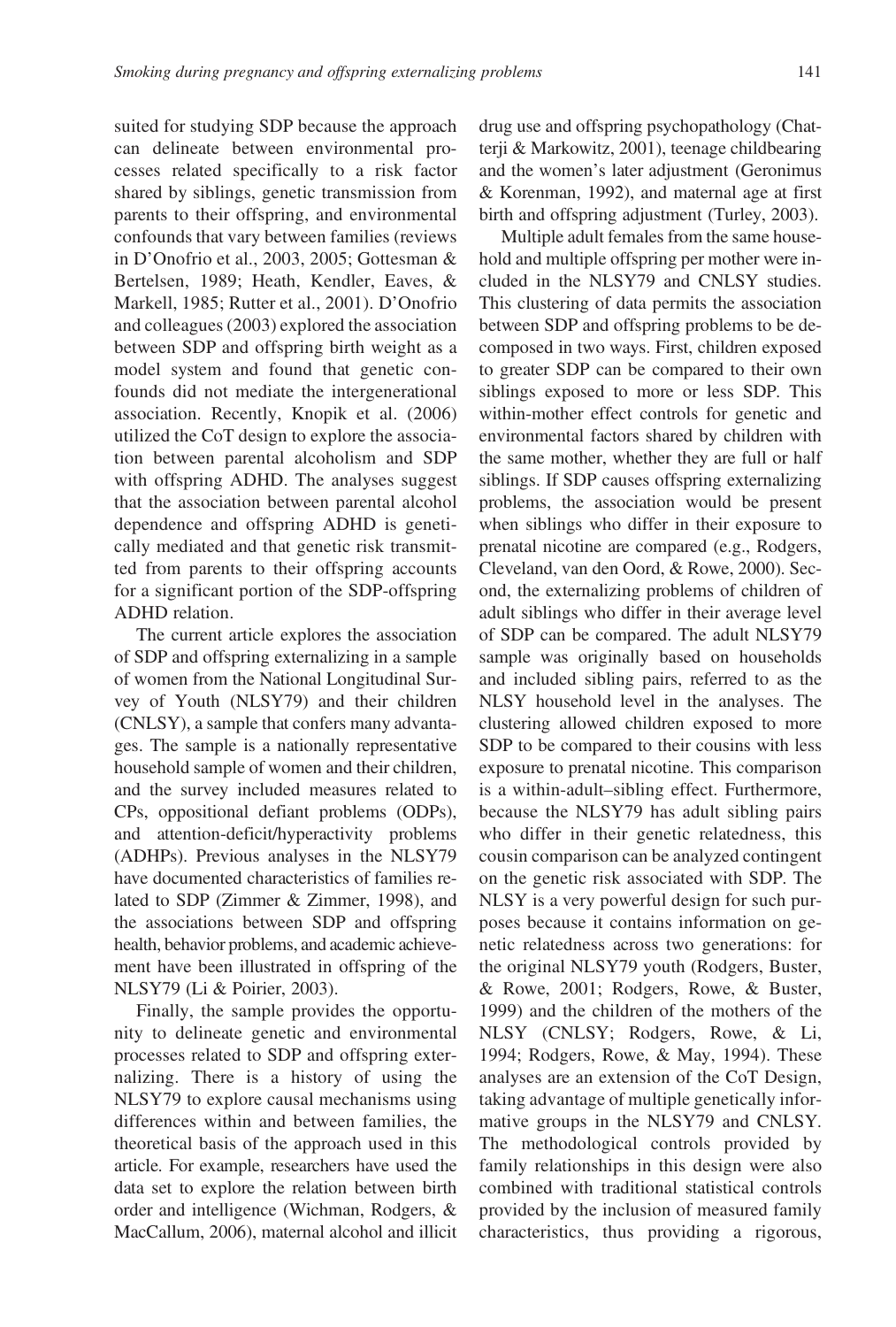suited for studying SDP because the approach can delineate between environmental processes related specifically to a risk factor shared by siblings, genetic transmission from parents to their offspring, and environmental confounds that vary between families (reviews in D'Onofrio et al., 2003, 2005; Gottesman & Bertelsen, 1989; Heath, Kendler, Eaves, & Markell, 1985; Rutter et al., 2001). D'Onofrio and colleagues (2003) explored the association between SDP and offspring birth weight as a model system and found that genetic confounds did not mediate the intergenerational association. Recently, Knopik et al. (2006) utilized the CoT design to explore the association between parental alcoholism and SDP with offspring ADHD. The analyses suggest that the association between parental alcohol dependence and offspring ADHD is genetically mediated and that genetic risk transmitted from parents to their offspring accounts for a significant portion of the SDP-offspring ADHD relation.

The current article explores the association of SDP and offspring externalizing in a sample of women from the National Longitudinal Survey of Youth (NLSY79) and their children (CNLSY), a sample that confers many advantages. The sample is a nationally representative household sample of women and their children, and the survey included measures related to CPs, oppositional defiant problems (ODPs), and attention-deficit/hyperactivity problems (ADHPs). Previous analyses in the NLSY79 have documented characteristics of families related to SDP (Zimmer & Zimmer, 1998), and the associations between SDP and offspring health, behavior problems, and academic achievement have been illustrated in offspring of the NLSY79 (Li & Poirier, 2003).

Finally, the sample provides the opportunity to delineate genetic and environmental processes related to SDP and offspring externalizing. There is a history of using the NLSY79 to explore causal mechanisms using differences within and between families, the theoretical basis of the approach used in this article. For example, researchers have used the data set to explore the relation between birth order and intelligence (Wichman, Rodgers, & MacCallum, 2006), maternal alcohol and illicit drug use and offspring psychopathology (Chatterji & Markowitz, 2001), teenage childbearing and the women's later adjustment (Geronimus & Korenman, 1992), and maternal age at first birth and offspring adjustment (Turley, 2003).

Multiple adult females from the same household and multiple offspring per mother were included in the NLSY79 and CNLSY studies. This clustering of data permits the association between SDP and offspring problems to be decomposed in two ways. First, children exposed to greater SDP can be compared to their own siblings exposed to more or less SDP. This within-mother effect controls for genetic and environmental factors shared by children with the same mother, whether they are full or half siblings. If SDP causes offspring externalizing problems, the association would be present when siblings who differ in their exposure to prenatal nicotine are compared (e.g., Rodgers, Cleveland, van den Oord, & Rowe, 2000). Second, the externalizing problems of children of adult siblings who differ in their average level of SDP can be compared. The adult NLSY79 sample was originally based on households and included sibling pairs, referred to as the NLSY household level in the analyses. The clustering allowed children exposed to more SDP to be compared to their cousins with less exposure to prenatal nicotine. This comparison is a within-adult–sibling effect. Furthermore, because the NLSY79 has adult sibling pairs who differ in their genetic relatedness, this cousin comparison can be analyzed contingent on the genetic risk associated with SDP. The NLSY is a very powerful design for such purposes because it contains information on genetic relatedness across two generations: for the original NLSY79 youth (Rodgers, Buster, & Rowe, 2001; Rodgers, Rowe, & Buster, 1999) and the children of the mothers of the NLSY (CNLSY; Rodgers, Rowe, & Li, 1994; Rodgers, Rowe, & May, 1994). These analyses are an extension of the CoT Design, taking advantage of multiple genetically informative groups in the NLSY79 and CNLSY. The methodological controls provided by family relationships in this design were also combined with traditional statistical controls provided by the inclusion of measured family characteristics, thus providing a rigorous,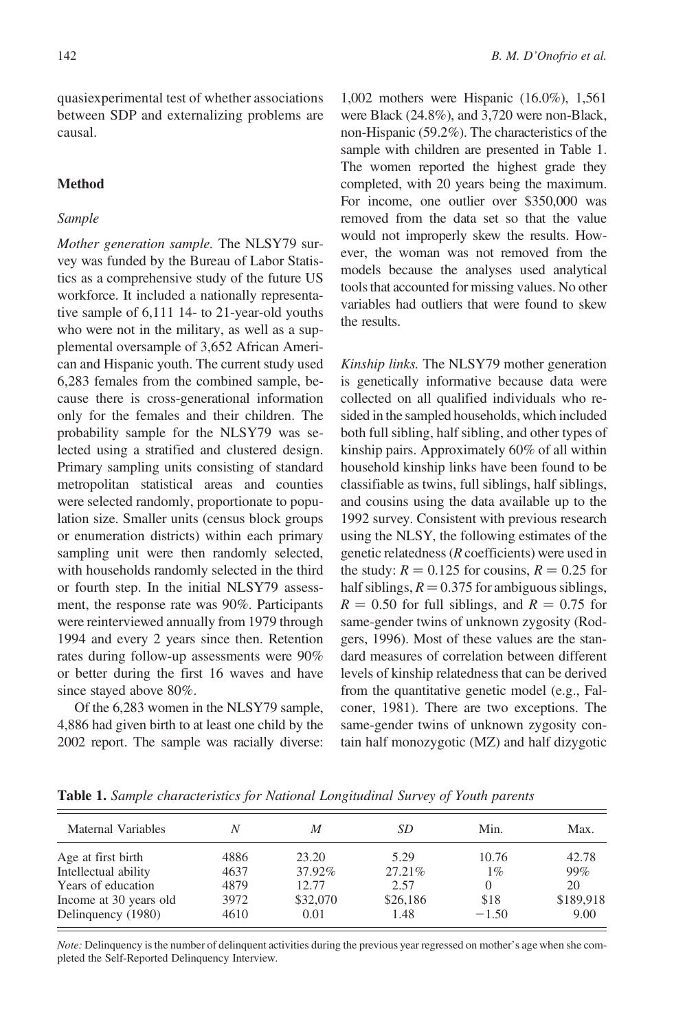quasiexperimental test of whether associations between SDP and externalizing problems are causal.

## Method

### Sample

*Mother generation sample.* The NLSY79 survey was funded by the Bureau of Labor Statistics as a comprehensive study of the future US workforce. It included a nationally representative sample of 6,111 14- to 21-year-old youths who were not in the military, as well as a supplemental oversample of 3,652 African American and Hispanic youth. The current study used 6,283 females from the combined sample, because there is cross-generational information only for the females and their children. The probability sample for the NLSY79 was selected using a stratified and clustered design. Primary sampling units consisting of standard metropolitan statistical areas and counties were selected randomly, proportionate to population size. Smaller units (census block groups or enumeration districts) within each primary sampling unit were then randomly selected, with households randomly selected in the third or fourth step. In the initial NLSY79 assessment, the response rate was 90%. Participants were reinterviewed annually from 1979 through 1994 and every 2 years since then. Retention rates during follow-up assessments were 90% or better during the first 16 waves and have since stayed above 80%.

Of the 6,283 women in the NLSY79 sample, 4,886 had given birth to at least one child by the 2002 report. The sample was racially diverse: 1,002 mothers were Hispanic (16.0%), 1,561 were Black (24.8%), and 3,720 were non-Black, non-Hispanic (59.2%). The characteristics of the sample with children are presented in Table 1. The women reported the highest grade they completed, with 20 years being the maximum. For income, one outlier over $350,000 was removed from the data set so that the value would not improperly skew the results. However, the woman was not removed from the models because the analyses used analytical tools that accounted for missing values. No other variables had outliers that were found to skew the results.

*Kinship links.* The NLSY79 mother generation is genetically informative because data were collected on all qualified individuals who resided in the sampled households, which included both full sibling, half sibling, and other types of kinship pairs. Approximately 60% of all within household kinship links have been found to be classifiable as twins, full siblings, half siblings, and cousins using the data available up to the 1992 survey. Consistent with previous research using the NLSY, the following estimates of the genetic relatedness (*R* coefficients) were used in the study: $R = 0.125$ for cousins, $R = 0.25$ for half siblings, $R = 0.375$ for ambiguous siblings, $R = 0.50$ for full siblings, and $R = 0.75$ for same-gender twins of unknown zygosity (Rodgers, 1996). Most of these values are the standard measures of correlation between different levels of kinship relatedness that can be derived from the quantitative genetic model (e.g., Falconer, 1981). There are two exceptions. The same-gender twins of unknown zygosity contain half monozygotic (MZ) and half dizygotic

**Table 1.** *Sample characteristics for National Longitudinal Survey of Youth parents*

| Maternal Variables | *N* | *M* | *SD* | Min. | Max. |
|---|---|---|---|---|---|
| Age at first birth | 4886 | 23.20 | 5.29 | 10.76 | 42.78 |
| Intellectual ability | 4637 | 37.92% | 27.21% | 1% | 99% |
| Years of education | 4879 | 12.77 | 2.57 | 0 | 20 |
| Income at 30 years old | 3972 | $32,070 | $26,186 | $18 | $189,918 |
| Delinquency (1980) | 4610 | 0.01 | 1.48 | −1.50 | 9.00 |

*Note:* Delinquency is the number of delinquent activities during the previous year regressed on mother's age when she completed the Self-Reported Delinquency Interview.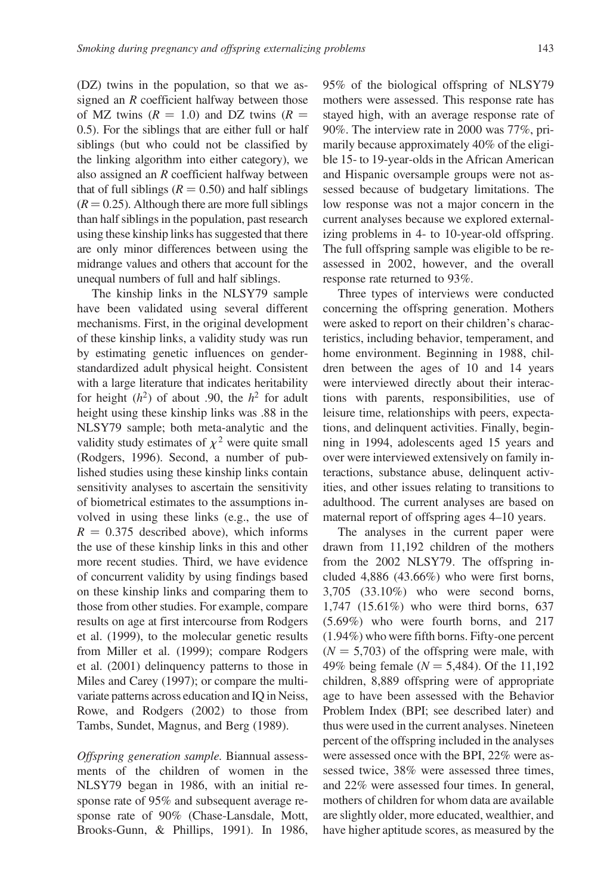(DZ) twins in the population, so that we assigned an $R$ coefficient halfway between those of MZ twins ($R = 1.0$) and DZ twins ($R = 0.5$). For the siblings that are either full or half siblings (but who could not be classified by the linking algorithm into either category), we also assigned an $R$ coefficient halfway between that of full siblings ($R = 0.50$) and half siblings ($R = 0.25$). Although there are more full siblings than half siblings in the population, past research using these kinship links has suggested that there are only minor differences between using the midrange values and others that account for the unequal numbers of full and half siblings.

The kinship links in the NLSY79 sample have been validated using several different mechanisms. First, in the original development of these kinship links, a validity study was run by estimating genetic influences on gender-standardized adult physical height. Consistent with a large literature that indicates heritability for height ($h^2$) of about .90, the $h^2$ for adult height using these kinship links was .88 in the NLSY79 sample; both meta-analytic and the validity study estimates of $\chi^2$ were quite small (Rodgers, 1996). Second, a number of published studies using these kinship links contain sensitivity analyses to ascertain the sensitivity of biometrical estimates to the assumptions involved in using these links (e.g., the use of $R = 0.375$ described above), which informs the use of these kinship links in this and other more recent studies. Third, we have evidence of concurrent validity by using findings based on these kinship links and comparing them to those from other studies. For example, compare results on age at first intercourse from Rodgers et al. (1999), to the molecular genetic results from Miller et al. (1999); compare Rodgers et al. (2001) delinquency patterns to those in Miles and Carey (1997); or compare the multivariate patterns across education and IQ in Neiss, Rowe, and Rodgers (2002) to those from Tambs, Sundet, Magnus, and Berg (1989).

*Offspring generation sample.* Biannual assessments of the children of women in the NLSY79 began in 1986, with an initial response rate of 95% and subsequent average response rate of 90% (Chase-Lansdale, Mott, Brooks-Gunn, & Phillips, 1991). In 1986, 95% of the biological offspring of NLSY79 mothers were assessed. This response rate has stayed high, with an average response rate of 90%. The interview rate in 2000 was 77%, primarily because approximately 40% of the eligible 15- to 19-year-olds in the African American and Hispanic oversample groups were not assessed because of budgetary limitations. The low response was not a major concern in the current analyses because we explored externalizing problems in 4- to 10-year-old offspring. The full offspring sample was eligible to be reassessed in 2002, however, and the overall response rate returned to 93%.

Three types of interviews were conducted concerning the offspring generation. Mothers were asked to report on their children's characteristics, including behavior, temperament, and home environment. Beginning in 1988, children between the ages of 10 and 14 years were interviewed directly about their interactions with parents, responsibilities, use of leisure time, relationships with peers, expectations, and delinquent activities. Finally, beginning in 1994, adolescents aged 15 years and over were interviewed extensively on family interactions, substance abuse, delinquent activities, and other issues relating to transitions to adulthood. The current analyses are based on maternal report of offspring ages 4–10 years.

The analyses in the current paper were drawn from 11,192 children of the mothers from the 2002 NLSY79. The offspring included 4,886 (43.66%) who were first borns, 3,705 (33.10%) who were second borns, 1,747 (15.61%) who were third borns, 637 (5.69%) who were fourth borns, and 217 (1.94%) who were fifth borns. Fifty-one percent ($N = 5,703$) of the offspring were male, with 49% being female ($N = 5,484$). Of the 11,192 children, 8,889 offspring were of appropriate age to have been assessed with the Behavior Problem Index (BPI; see described later) and thus were used in the current analyses. Nineteen percent of the offspring included in the analyses were assessed once with the BPI, 22% were assessed twice, 38% were assessed three times, and 22% were assessed four times. In general, mothers of children for whom data are available are slightly older, more educated, wealthier, and have higher aptitude scores, as measured by the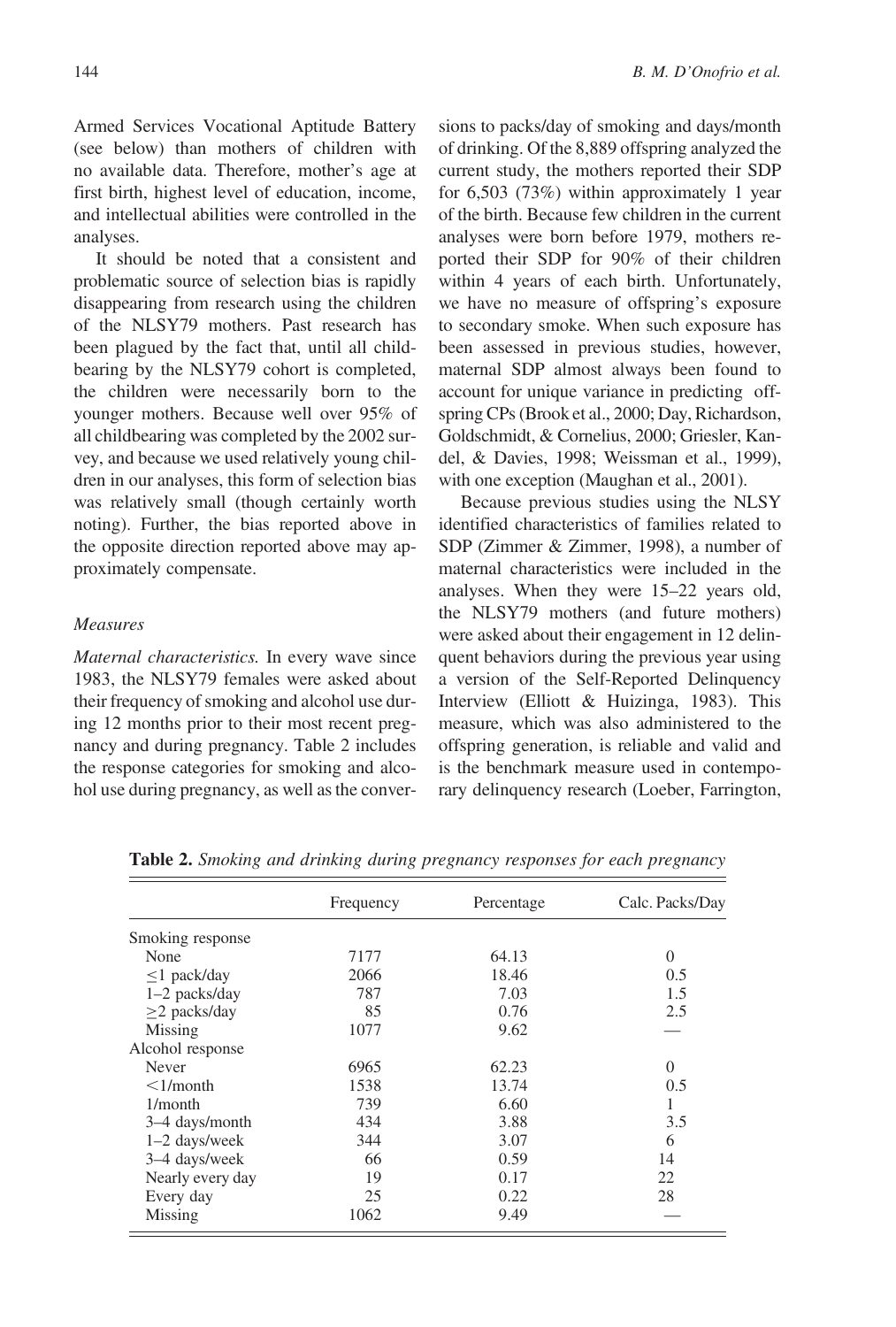Armed Services Vocational Aptitude Battery (see below) than mothers of children with no available data. Therefore, mother's age at first birth, highest level of education, income, and intellectual abilities were controlled in the analyses.

It should be noted that a consistent and problematic source of selection bias is rapidly disappearing from research using the children of the NLSY79 mothers. Past research has been plagued by the fact that, until all childbearing by the NLSY79 cohort is completed, the children were necessarily born to the younger mothers. Because well over 95% of all childbearing was completed by the 2002 survey, and because we used relatively young children in our analyses, this form of selection bias was relatively small (though certainly worth noting). Further, the bias reported above in the opposite direction reported above may approximately compensate.

### *Measures*

*Maternal characteristics.* In every wave since 1983, the NLSY79 females were asked about their frequency of smoking and alcohol use during 12 months prior to their most recent pregnancy and during pregnancy. Table 2 includes the response categories for smoking and alcohol use during pregnancy, as well as the conversions to packs/day of smoking and days/month of drinking. Of the 8,889 offspring analyzed the current study, the mothers reported their SDP for 6,503 (73%) within approximately 1 year of the birth. Because few children in the current analyses were born before 1979, mothers reported their SDP for 90% of their children within 4 years of each birth. Unfortunately, we have no measure of offspring's exposure to secondary smoke. When such exposure has been assessed in previous studies, however, maternal SDP almost always been found to account for unique variance in predicting offspring CPs (Brook et al., 2000; Day, Richardson, Goldschmidt, & Cornelius, 2000; Griesler, Kandel, & Davies, 1998; Weissman et al., 1999), with one exception (Maughan et al., 2001).

Because previous studies using the NLSY identified characteristics of families related to SDP (Zimmer & Zimmer, 1998), a number of maternal characteristics were included in the analyses. When they were 15–22 years old, the NLSY79 mothers (and future mothers) were asked about their engagement in 12 delinquent behaviors during the previous year using a version of the Self-Reported Delinquency Interview (Elliott & Huizinga, 1983). This measure, which was also administered to the offspring generation, is reliable and valid and is the benchmark measure used in contemporary delinquency research (Loeber, Farrington,

**Table 2.** *Smoking and drinking during pregnancy responses for each pregnancy*

| | Frequency | Percentage | Calc. Packs/Day |
|---|---|---|---|
| Smoking response | | | |
| None | 7177 | 64.13 | 0 |
| ≤1 pack/day | 2066 | 18.46 | 0.5 |
| 1–2 packs/day | 787 | 7.03 | 1.5 |
| ≥2 packs/day | 85 | 0.76 | 2.5 |
| Missing | 1077 | 9.62 | — |
| Alcohol response | | | |
| Never | 6965 | 62.23 | 0 |
| <1/month | 1538 | 13.74 | 0.5 |
| 1/month | 739 | 6.60 | 1 |
| 3–4 days/month | 434 | 3.88 | 3.5 |
| 1–2 days/week | 344 | 3.07 | 6 |
| 3–4 days/week | 66 | 0.59 | 14 |
| Nearly every day | 19 | 0.17 | 22 |
| Every day | 25 | 0.22 | 28 |
| Missing | 1062 | 9.49 | — |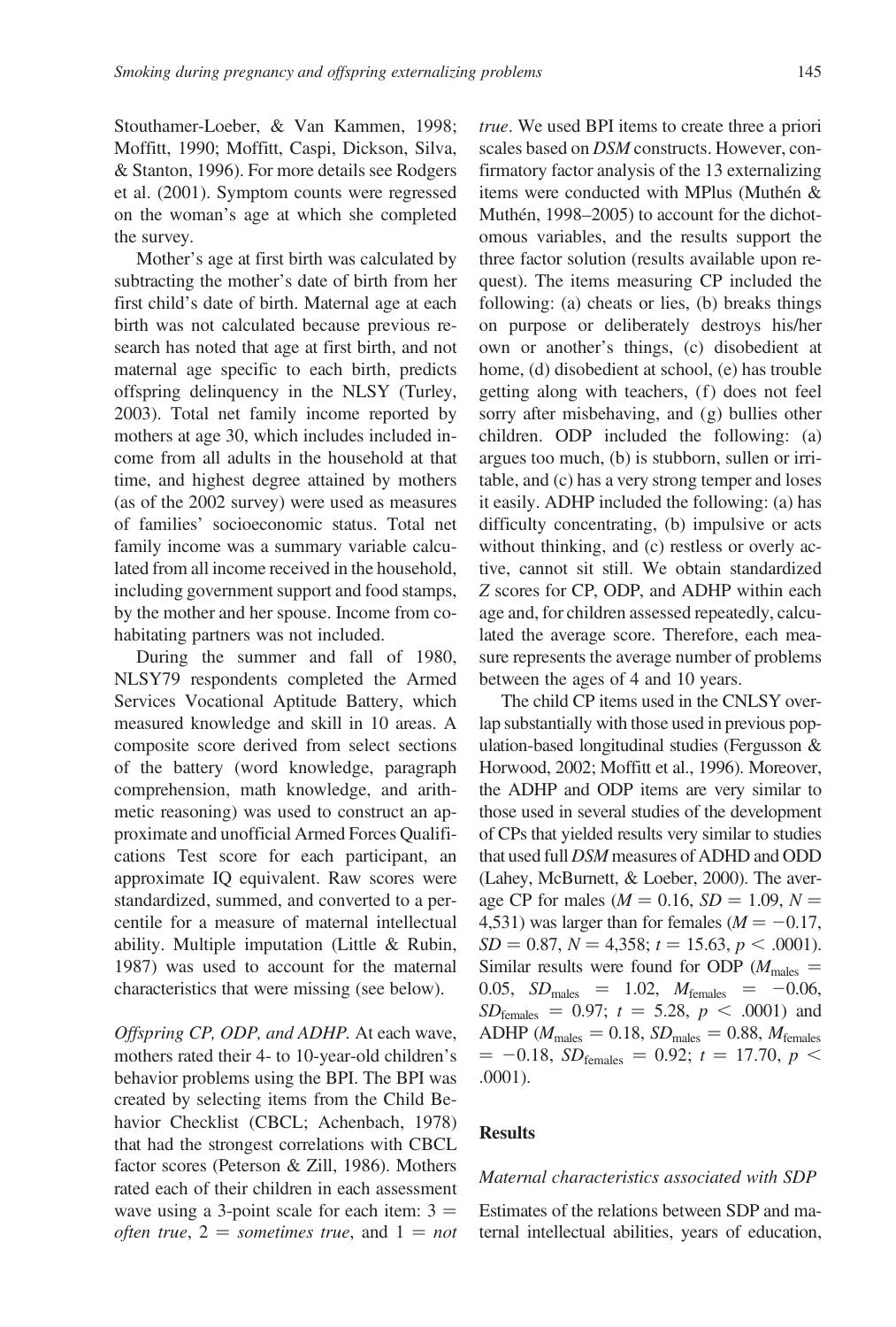Stouthamer-Loeber, & Van Kammen, 1998; Moffitt, 1990; Moffitt, Caspi, Dickson, Silva, & Stanton, 1996). For more details see Rodgers et al. (2001). Symptom counts were regressed on the woman's age at which she completed the survey.

Mother's age at first birth was calculated by subtracting the mother's date of birth from her first child's date of birth. Maternal age at each birth was not calculated because previous research has noted that age at first birth, and not maternal age specific to each birth, predicts offspring delinquency in the NLSY (Turley, 2003). Total net family income reported by mothers at age 30, which includes included income from all adults in the household at that time, and highest degree attained by mothers (as of the 2002 survey) were used as measures of families' socioeconomic status. Total net family income was a summary variable calculated from all income received in the household, including government support and food stamps, by the mother and her spouse. Income from cohabitating partners was not included.

During the summer and fall of 1980, NLSY79 respondents completed the Armed Services Vocational Aptitude Battery, which measured knowledge and skill in 10 areas. A composite score derived from select sections of the battery (word knowledge, paragraph comprehension, math knowledge, and arithmetic reasoning) was used to construct an approximate and unofficial Armed Forces Qualifications Test score for each participant, an approximate IQ equivalent. Raw scores were standardized, summed, and converted to a percentile for a measure of maternal intellectual ability. Multiple imputation (Little & Rubin, 1987) was used to account for the maternal characteristics that were missing (see below).

*Offspring CP, ODP, and ADHP.* At each wave, mothers rated their 4- to 10-year-old children's behavior problems using the BPI. The BPI was created by selecting items from the Child Behavior Checklist (CBCL; Achenbach, 1978) that had the strongest correlations with CBCL factor scores (Peterson & Zill, 1986). Mothers rated each of their children in each assessment wave using a 3-point scale for each item: 3 = *often true*, 2 = *sometimes true*, and 1 = *not true*. We used BPI items to create three a priori scales based on *DSM* constructs. However, confirmatory factor analysis of the 13 externalizing items were conducted with MPlus (Muthén & Muthén, 1998–2005) to account for the dichotomous variables, and the results support the three factor solution (results available upon request). The items measuring CP included the following: (a) cheats or lies, (b) breaks things on purpose or deliberately destroys his/her own or another's things, (c) disobedient at home, (d) disobedient at school, (e) has trouble getting along with teachers, (f) does not feel sorry after misbehaving, and (g) bullies other children. ODP included the following: (a) argues too much, (b) is stubborn, sullen or irritable, and (c) has a very strong temper and loses it easily. ADHP included the following: (a) has difficulty concentrating, (b) impulsive or acts without thinking, and (c) restless or overly active, cannot sit still. We obtain standardized *Z* scores for CP, ODP, and ADHP within each age and, for children assessed repeatedly, calculated the average score. Therefore, each measure represents the average number of problems between the ages of 4 and 10 years.

The child CP items used in the CNLSY overlap substantially with those used in previous population-based longitudinal studies (Fergusson & Horwood, 2002; Moffitt et al., 1996). Moreover, the ADHP and ODP items are very similar to those used in several studies of the development of CPs that yielded results very similar to studies that used full *DSM* measures of ADHD and ODD (Lahey, McBurnett, & Loeber, 2000). The average CP for males ($M = 0.16$, $SD = 1.09$, $N =$ 4,531) was larger than for females ($M = -0.17$, $SD = 0.87$, $N = 4{,}358$; $t = 15.63$, $p < .0001$). Similar results were found for ODP ($M_{\text{males}} = 0.05$, $SD_{\text{males}} = 1.02$, $M_{\text{females}} = -0.06$, $SD_{\text{females}} = 0.97$; $t = 5.28$, $p < .0001$) and ADHP ($M_{\text{males}} = 0.18$, $SD_{\text{males}} = 0.88$, $M_{\text{females}} = -0.18$, $SD_{\text{females}} = 0.92$; $t = 17.70$, $p < .0001$).

## Results

### *Maternal characteristics associated with SDP*

Estimates of the relations between SDP and maternal intellectual abilities, years of education,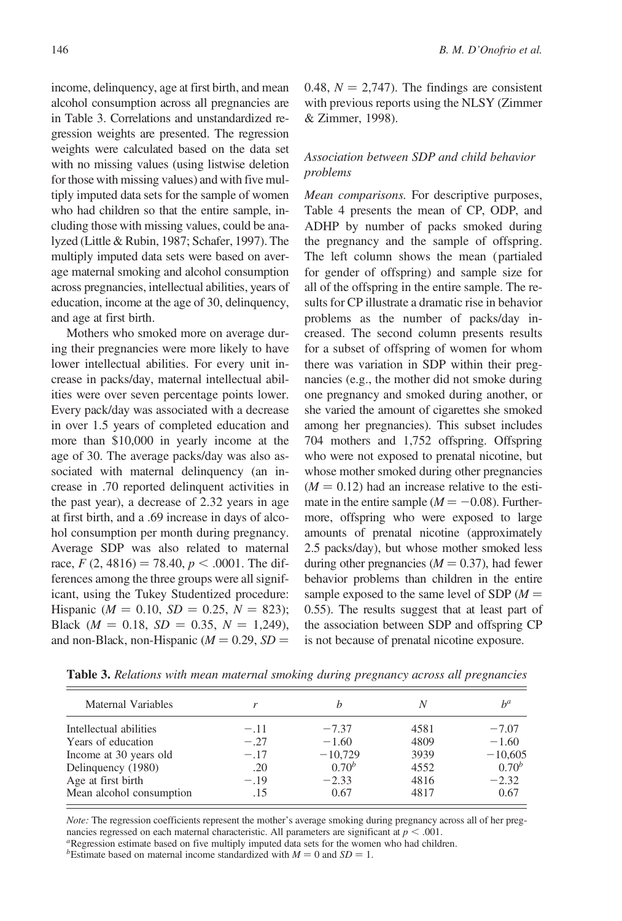income, delinquency, age at first birth, and mean alcohol consumption across all pregnancies are in Table 3. Correlations and unstandardized regression weights are presented. The regression weights were calculated based on the data set with no missing values (using listwise deletion for those with missing values) and with five multiply imputed data sets for the sample of women who had children so that the entire sample, including those with missing values, could be analyzed (Little & Rubin, 1987; Schafer, 1997). The multiply imputed data sets were based on average maternal smoking and alcohol consumption across pregnancies, intellectual abilities, years of education, income at the age of 30, delinquency, and age at first birth.

Mothers who smoked more on average during their pregnancies were more likely to have lower intellectual abilities. For every unit increase in packs/day, maternal intellectual abilities were over seven percentage points lower. Every pack/day was associated with a decrease in over 1.5 years of completed education and more than $10,000 in yearly income at the age of 30. The average packs/day was also associated with maternal delinquency (an increase in .70 reported delinquent activities in the past year), a decrease of 2.32 years in age at first birth, and a .69 increase in days of alcohol consumption per month during pregnancy. Average SDP was also related to maternal race, $F$ (2, 4816) = 78.40, $p < .0001$. The differences among the three groups were all significant, using the Tukey Studentized procedure: Hispanic ($M$ = 0.10, $SD$ = 0.25, $N$ = 823); Black ($M$ = 0.18, $SD$ = 0.35, $N$ = 1,249), and non-Black, non-Hispanic ($M$ = 0.29, $SD$ = 0.48, $N$ = 2,747). The findings are consistent with previous reports using the NLSY (Zimmer & Zimmer, 1998).

### *Association between SDP and child behavior problems*

*Mean comparisons.* For descriptive purposes, Table 4 presents the mean of CP, ODP, and ADHP by number of packs smoked during the pregnancy and the sample of offspring. The left column shows the mean (partialed for gender of offspring) and sample size for all of the offspring in the entire sample. The results for CP illustrate a dramatic rise in behavior problems as the number of packs/day increased. The second column presents results for a subset of offspring of women for whom there was variation in SDP within their pregnancies (e.g., the mother did not smoke during one pregnancy and smoked during another, or she varied the amount of cigarettes she smoked among her pregnancies). This subset includes 704 mothers and 1,752 offspring. Offspring who were not exposed to prenatal nicotine, but whose mother smoked during other pregnancies ($M$ = 0.12) had an increase relative to the estimate in the entire sample ($M$ = −0.08). Furthermore, offspring who were exposed to large amounts of prenatal nicotine (approximately 2.5 packs/day), but whose mother smoked less during other pregnancies ($M$ = 0.37), had fewer behavior problems than children in the entire sample exposed to the same level of SDP ($M$ = 0.55). The results suggest that at least part of the association between SDP and offspring CP is not because of prenatal nicotine exposure.

**Table 3.** *Relations with mean maternal smoking during pregnancy across all pregnancies*

| Maternal Variables | $r$ | $b$ | $N$ | $b^a$ |
|---|---|---|---|---|
| Intellectual abilities | −.11 | −7.37 | 4581 | −7.07 |
| Years of education | −.27 | −1.60 | 4809 | −1.60 |
| Income at 30 years old | −.17 | −10,729 | 3939 | −10,605 |
| Delinquency (1980) | .20 | $0.70^b$ | 4552 | $0.70^b$ |
| Age at first birth | −.19 | −2.33 | 4816 | −2.32 |
| Mean alcohol consumption | .15 | 0.67 | 4817 | 0.67 |

*Note:* The regression coefficients represent the mother's average smoking during pregnancy across all of her pregnancies regressed on each maternal characteristic. All parameters are significant at $p < .001$.

[a] Regression estimate based on five multiply imputed data sets for the women who had children.

[b] Estimate based on maternal income standardized with $M = 0$ and $SD = 1$.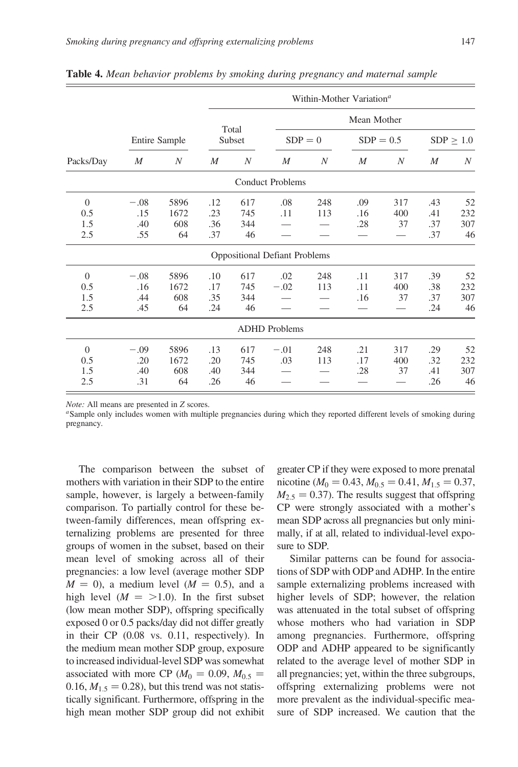**Table 4.** *Mean behavior problems by smoking during pregnancy and maternal sample*

| | Entire Sample | | Within-Mother Variation[a] | | | | | | | |
|---|---|---|---|---|---|---|---|---|---|---|
| | | | Total Subset | | Mean Mother | | | | | |
| | | | | | SDP = 0 | | SDP = 0.5 | | SDP ≥ 1.0 | |
| Packs/Day | *M* | *N* | *M* | *N* | *M* | *N* | *M* | *N* | *M* | *N* |
| **Conduct Problems** | | | | | | | | | | |
| 0 | −.08 | 5896 | .12 | 617 | .08 | 248 | .09 | 317 | .43 | 52 |
| 0.5 | .15 | 1672 | .23 | 745 | .11 | 113 | .16 | 400 | .41 | 232 |
| 1.5 | .40 | 608 | .36 | 344 | — | — | .28 | 37 | .37 | 307 |
| 2.5 | .55 | 64 | .37 | 46 | — | — | — | — | .37 | 46 |
| **Oppositional Defiant Problems** | | | | | | | | | | |
| 0 | −.08 | 5896 | .10 | 617 | .02 | 248 | .11 | 317 | .39 | 52 |
| 0.5 | .16 | 1672 | .17 | 745 | −.02 | 113 | .11 | 400 | .38 | 232 |
| 1.5 | .44 | 608 | .35 | 344 | — | — | .16 | 37 | .37 | 307 |
| 2.5 | .45 | 64 | .24 | 46 | — | — | — | — | .24 | 46 |
| **ADHD Problems** | | | | | | | | | | |
| 0 | −.09 | 5896 | .13 | 617 | −.01 | 248 | .21 | 317 | .29 | 52 |
| 0.5 | .20 | 1672 | .20 | 745 | .03 | 113 | .17 | 400 | .32 | 232 |
| 1.5 | .40 | 608 | .40 | 344 | — | — | .28 | 37 | .41 | 307 |
| 2.5 | .31 | 64 | .26 | 46 | — | — | — | — | .26 | 46 |

*Note:* All means are presented in *Z* scores.
[a]Sample only includes women with multiple pregnancies during which they reported different levels of smoking during pregnancy.

The comparison between the subset of mothers with variation in their SDP to the entire sample, however, is largely a between-family comparison. To partially control for these between-family differences, mean offspring externalizing problems are presented for three groups of women in the subset, based on their mean level of smoking across all of their pregnancies: a low level (average mother SDP $M = 0$), a medium level ($M = 0.5$), and a high level ($M = >1.0$). In the first subset (low mean mother SDP), offspring specifically exposed 0 or 0.5 packs/day did not differ greatly in their CP (0.08 vs. 0.11, respectively). In the medium mean mother SDP group, exposure to increased individual-level SDP was somewhat associated with more CP ($M_0 = 0.09$, $M_{0.5} = 0.16$, $M_{1.5} = 0.28$), but this trend was not statistically significant. Furthermore, offspring in the high mean mother SDP group did not exhibit greater CP if they were exposed to more prenatal nicotine ($M_0 = 0.43$, $M_{0.5} = 0.41$, $M_{1.5} = 0.37$, $M_{2.5} = 0.37$). The results suggest that offspring CP were strongly associated with a mother's mean SDP across all pregnancies but only minimally, if at all, related to individual-level exposure to SDP.

Similar patterns can be found for associations of SDP with ODP and ADHP. In the entire sample externalizing problems increased with higher levels of SDP; however, the relation was attenuated in the total subset of offspring whose mothers who had variation in SDP among pregnancies. Furthermore, offspring ODP and ADHP appeared to be significantly related to the average level of mother SDP in all pregnancies; yet, within the three subgroups, offspring externalizing problems were not more prevalent as the individual-specific measure of SDP increased. We caution that the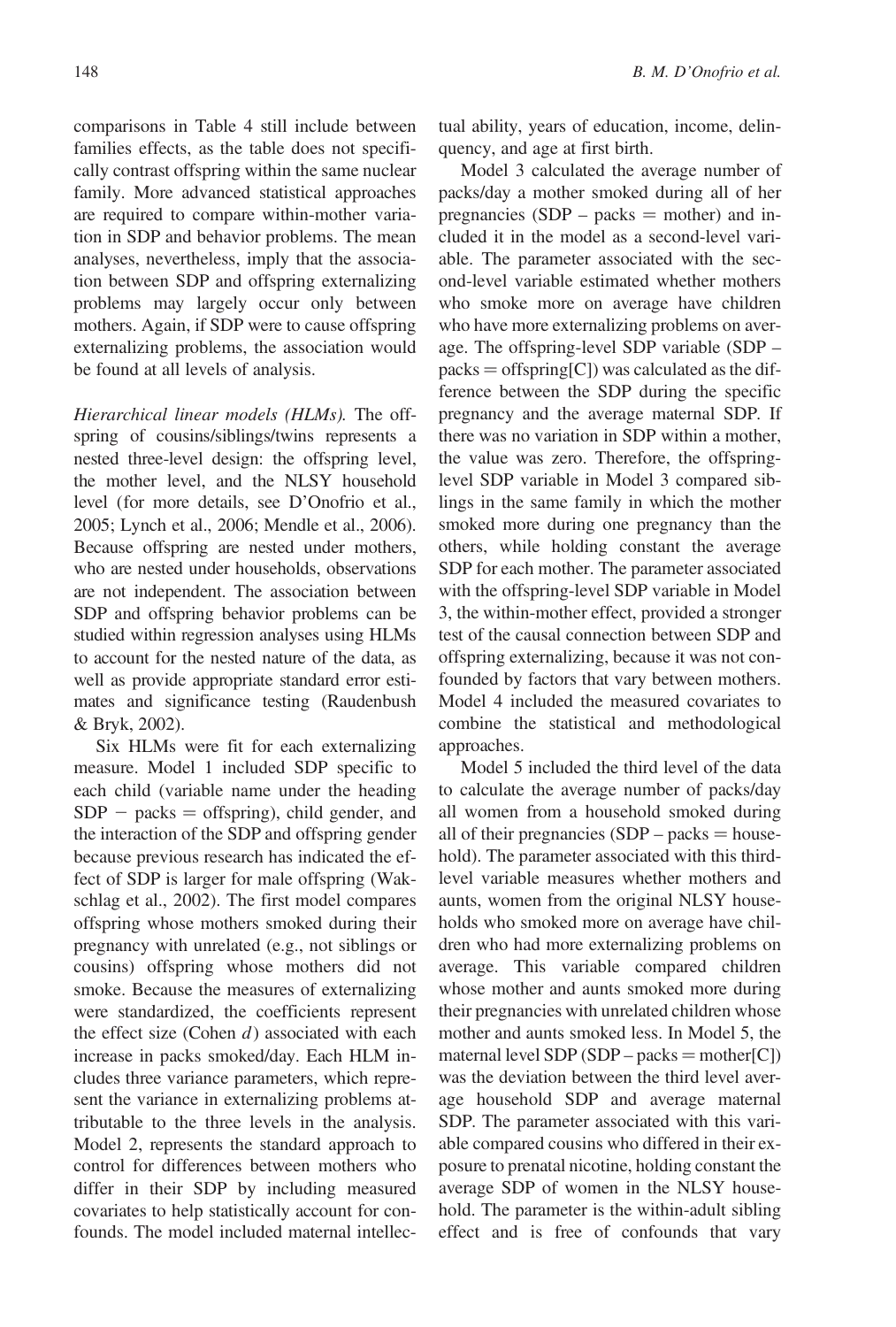comparisons in Table 4 still include between families effects, as the table does not specifically contrast offspring within the same nuclear family. More advanced statistical approaches are required to compare within-mother variation in SDP and behavior problems. The mean analyses, nevertheless, imply that the association between SDP and offspring externalizing problems may largely occur only between mothers. Again, if SDP were to cause offspring externalizing problems, the association would be found at all levels of analysis.

*Hierarchical linear models (HLMs).* The offspring of cousins/siblings/twins represents a nested three-level design: the offspring level, the mother level, and the NLSY household level (for more details, see D'Onofrio et al., 2005; Lynch et al., 2006; Mendle et al., 2006). Because offspring are nested under mothers, who are nested under households, observations are not independent. The association between SDP and offspring behavior problems can be studied within regression analyses using HLMs to account for the nested nature of the data, as well as provide appropriate standard error estimates and significance testing (Raudenbush & Bryk, 2002).

Six HLMs were fit for each externalizing measure. Model 1 included SDP specific to each child (variable name under the heading SDP − packs = offspring), child gender, and the interaction of the SDP and offspring gender because previous research has indicated the effect of SDP is larger for male offspring (Wakschlag et al., 2002). The first model compares offspring whose mothers smoked during their pregnancy with unrelated (e.g., not siblings or cousins) offspring whose mothers did not smoke. Because the measures of externalizing were standardized, the coefficients represent the effect size (Cohen $d$) associated with each increase in packs smoked/day. Each HLM includes three variance parameters, which represent the variance in externalizing problems attributable to the three levels in the analysis. Model 2, represents the standard approach to control for differences between mothers who differ in their SDP by including measured covariates to help statistically account for confounds. The model included maternal intellectual ability, years of education, income, delinquency, and age at first birth.

Model 3 calculated the average number of packs/day a mother smoked during all of her pregnancies (SDP – packs = mother) and included it in the model as a second-level variable. The parameter associated with the second-level variable estimated whether mothers who smoke more on average have children who have more externalizing problems on average. The offspring-level SDP variable (SDP – packs = offspring[C]) was calculated as the difference between the SDP during the specific pregnancy and the average maternal SDP. If there was no variation in SDP within a mother, the value was zero. Therefore, the offspring-level SDP variable in Model 3 compared siblings in the same family in which the mother smoked more during one pregnancy than the others, while holding constant the average SDP for each mother. The parameter associated with the offspring-level SDP variable in Model 3, the within-mother effect, provided a stronger test of the causal connection between SDP and offspring externalizing, because it was not confounded by factors that vary between mothers. Model 4 included the measured covariates to combine the statistical and methodological approaches.

Model 5 included the third level of the data to calculate the average number of packs/day all women from a household smoked during all of their pregnancies (SDP – packs = household). The parameter associated with this third-level variable measures whether mothers and aunts, women from the original NLSY households who smoked more on average have children who had more externalizing problems on average. This variable compared children whose mother and aunts smoked more during their pregnancies with unrelated children whose mother and aunts smoked less. In Model 5, the maternal level SDP (SDP – packs = mother[C]) was the deviation between the third level average household SDP and average maternal SDP. The parameter associated with this variable compared cousins who differed in their exposure to prenatal nicotine, holding constant the average SDP of women in the NLSY household. The parameter is the within-adult sibling effect and is free of confounds that vary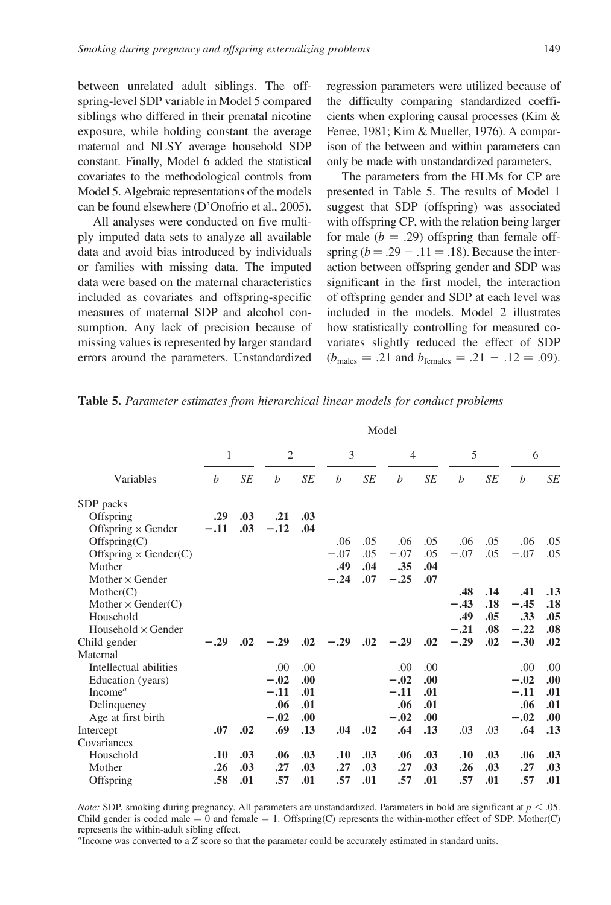between unrelated adult siblings. The offspring-level SDP variable in Model 5 compared siblings who differed in their prenatal nicotine exposure, while holding constant the average maternal and NLSY average household SDP constant. Finally, Model 6 added the statistical covariates to the methodological controls from Model 5. Algebraic representations of the models can be found elsewhere (D'Onofrio et al., 2005).

All analyses were conducted on five multiply imputed data sets to analyze all available data and avoid bias introduced by individuals or families with missing data. The imputed data were based on the maternal characteristics included as covariates and offspring-specific measures of maternal SDP and alcohol consumption. Any lack of precision because of missing values is represented by larger standard errors around the parameters. Unstandardized regression parameters were utilized because of the difficulty comparing standardized coefficients when exploring causal processes (Kim & Ferree, 1981; Kim & Mueller, 1976). A comparison of the between and within parameters can only be made with unstandardized parameters.

The parameters from the HLMs for CP are presented in Table 5. The results of Model 1 suggest that SDP (offspring) was associated with offspring CP, with the relation being larger for male ($b = .29$) offspring than female offspring ($b = .29 - .11 = .18$). Because the interaction between offspring gender and SDP was significant in the first model, the interaction of offspring gender and SDP at each level was included in the models. Model 2 illustrates how statistically controlling for measured covariates slightly reduced the effect of SDP ($b_{\text{males}} = .21$ and $b_{\text{females}} = .21 - .12 = .09$).

**Table 5.** *Parameter estimates from hierarchical linear models for conduct problems*

| | Model | | | | | | | | | | | |
|---|---|---|---|---|---|---|---|---|---|---|---|---|
| | 1 | | 2 | | 3 | | 4 | | 5 | | 6 | |
| Variables | *b* | *SE* | *b* | *SE* | *b* | *SE* | *b* | *SE* | *b* | *SE* | *b* | *SE* |
| SDP packs | | | | | | | | | | | | |
| Offspring | **.29** | **.03** | **.21** | **.03** | | | | | | | | |
| Offspring × Gender | **−.11** | **.03** | **−.12** | **.04** | | | | | | | | |
| Offspring(C) | | | | | .06 | .05 | .06 | .05 | .06 | .05 | .06 | .05 |
| Offspring × Gender(C) | | | | | −.07 | .05 | −.07 | .05 | −.07 | .05 | −.07 | .05 |
| Mother | | | | | **.49** | **.04** | **.35** | **.04** | | | | |
| Mother × Gender | | | | | **−.24** | **.07** | **−.25** | **.07** | | | | |
| Mother(C) | | | | | | | | | **.48** | **.14** | **.41** | **.13** |
| Mother × Gender(C) | | | | | | | | | **−.43** | **.18** | **−.45** | **.18** |
| Household | | | | | | | | | **.49** | **.05** | **.33** | **.05** |
| Household × Gender | | | | | | | | | **−.21** | **.08** | **−.22** | **.08** |
| Child gender | **−.29** | **.02** | **−.29** | **.02** | **−.29** | **.02** | **−.29** | **.02** | **−.29** | **.02** | **−.30** | **.02** |
| Maternal | | | | | | | | | | | | |
| Intellectual abilities | | | .00 | .00 | | | .00 | .00 | | | .00 | .00 |
| Education (years) | | | **−.02** | **.00** | | | **−.02** | **.00** | | | **−.02** | **.00** |
| Income[a] | | | **−.11** | **.01** | | | **−.11** | **.01** | | | **−.11** | **.01** |
| Delinquency | | | **.06** | **.01** | | | **.06** | **.01** | | | **.06** | **.01** |
| Age at first birth | | | **−.02** | **.00** | | | **−.02** | **.00** | | | **−.02** | **.00** |
| Intercept | **.07** | **.02** | **.69** | **.13** | **.04** | **.02** | **.64** | **.13** | .03 | .03 | **.64** | **.13** |
| Covariances | | | | | | | | | | | | |
| Household | **.10** | **.03** | **.06** | **.03** | **.10** | **.03** | **.06** | **.03** | **.10** | **.03** | **.06** | **.03** |
| Mother | **.26** | **.03** | **.27** | **.03** | **.27** | **.03** | **.27** | **.03** | **.26** | **.03** | **.27** | **.03** |
| Offspring | **.58** | **.01** | **.57** | **.01** | **.57** | **.01** | **.57** | **.01** | **.57** | **.01** | **.57** | **.01** |

*Note:* SDP, smoking during pregnancy. All parameters are unstandardized. Parameters in bold are significant at $p < .05$. Child gender is coded male = 0 and female = 1. Offspring(C) represents the within-mother effect of SDP. Mother(C) represents the within-adult sibling effect.

[a]Income was converted to a *Z* score so that the parameter could be accurately estimated in standard units.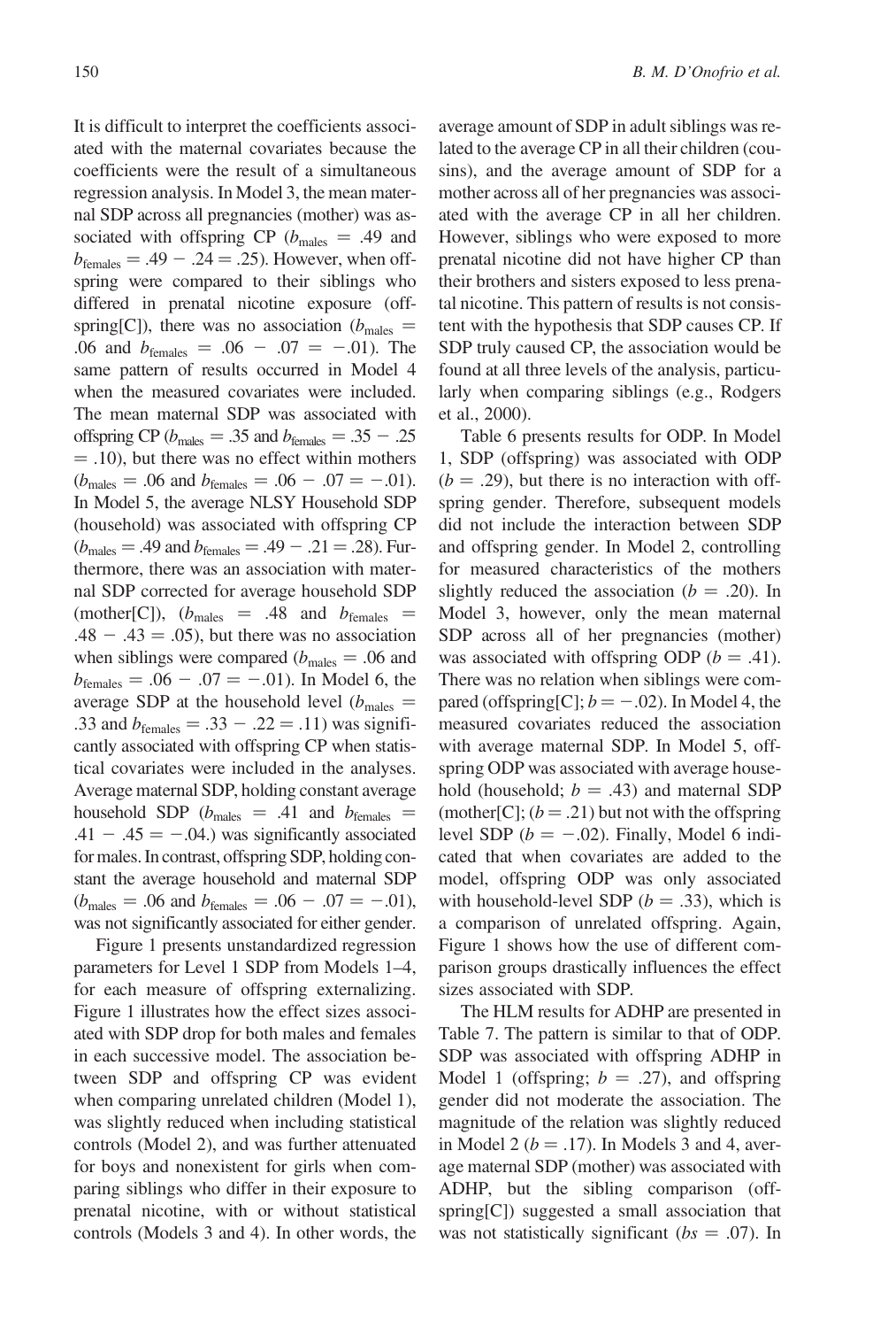It is difficult to interpret the coefficients associated with the maternal covariates because the coefficients were the result of a simultaneous regression analysis. In Model 3, the mean maternal SDP across all pregnancies (mother) was associated with offspring CP ($b_{\text{males}} = .49$ and $b_{\text{females}} = .49 - .24 = .25$). However, when offspring were compared to their siblings who differed in prenatal nicotine exposure (offspring[C]), there was no association ($b_{\text{males}} = .06$ and $b_{\text{females}} = .06 - .07 = -.01$). The same pattern of results occurred in Model 4 when the measured covariates were included. The mean maternal SDP was associated with offspring CP ($b_{\text{males}} = .35$ and $b_{\text{females}} = .35 - .25 = .10$), but there was no effect within mothers ($b_{\text{males}} = .06$ and $b_{\text{females}} = .06 - .07 = -.01$). In Model 5, the average NLSY Household SDP (household) was associated with offspring CP ($b_{\text{males}} = .49$ and $b_{\text{females}} = .49 - .21 = .28$). Furthermore, there was an association with maternal SDP corrected for average household SDP (mother[C]), ($b_{\text{males}} = .48$ and $b_{\text{females}} = .48 - .43 = .05$), but there was no association when siblings were compared ($b_{\text{males}} = .06$ and $b_{\text{females}} = .06 - .07 = -.01$). In Model 6, the average SDP at the household level ($b_{\text{males}} = .33$ and $b_{\text{females}} = .33 - .22 = .11$) was significantly associated with offspring CP when statistical covariates were included in the analyses. Average maternal SDP, holding constant average household SDP ($b_{\text{males}} = .41$ and $b_{\text{females}} = .41 - .45 = -.04$.) was significantly associated for males. In contrast, offspring SDP, holding constant the average household and maternal SDP ($b_{\text{males}} = .06$ and $b_{\text{females}} = .06 - .07 = -.01$), was not significantly associated for either gender.

Figure 1 presents unstandardized regression parameters for Level 1 SDP from Models 1–4, for each measure of offspring externalizing. Figure 1 illustrates how the effect sizes associated with SDP drop for both males and females in each successive model. The association between SDP and offspring CP was evident when comparing unrelated children (Model 1), was slightly reduced when including statistical controls (Model 2), and was further attenuated for boys and nonexistent for girls when comparing siblings who differ in their exposure to prenatal nicotine, with or without statistical controls (Models 3 and 4). In other words, the average amount of SDP in adult siblings was related to the average CP in all their children (cousins), and the average amount of SDP for a mother across all of her pregnancies was associated with the average CP in all her children. However, siblings who were exposed to more prenatal nicotine did not have higher CP than their brothers and sisters exposed to less prenatal nicotine. This pattern of results is not consistent with the hypothesis that SDP causes CP. If SDP truly caused CP, the association would be found at all three levels of the analysis, particularly when comparing siblings (e.g., Rodgers et al., 2000).

Table 6 presents results for ODP. In Model 1, SDP (offspring) was associated with ODP ($b = .29$), but there is no interaction with offspring gender. Therefore, subsequent models did not include the interaction between SDP and offspring gender. In Model 2, controlling for measured characteristics of the mothers slightly reduced the association ($b = .20$). In Model 3, however, only the mean maternal SDP across all of her pregnancies (mother) was associated with offspring ODP ($b = .41$). There was no relation when siblings were compared (offspring[C]; $b = -.02$). In Model 4, the measured covariates reduced the association with average maternal SDP. In Model 5, offspring ODP was associated with average household (household; $b = .43$) and maternal SDP (mother[C]; ($b = .21$) but not with the offspring level SDP ($b = -.02$). Finally, Model 6 indicated that when covariates are added to the model, offspring ODP was only associated with household-level SDP ($b = .33$), which is a comparison of unrelated offspring. Again, Figure 1 shows how the use of different comparison groups drastically influences the effect sizes associated with SDP.

The HLM results for ADHP are presented in Table 7. The pattern is similar to that of ODP. SDP was associated with offspring ADHP in Model 1 (offspring; $b = .27$), and offspring gender did not moderate the association. The magnitude of the relation was slightly reduced in Model 2 ($b = .17$). In Models 3 and 4, average maternal SDP (mother) was associated with ADHP, but the sibling comparison (offspring[C]) suggested a small association that was not statistically significant ($bs = .07$). In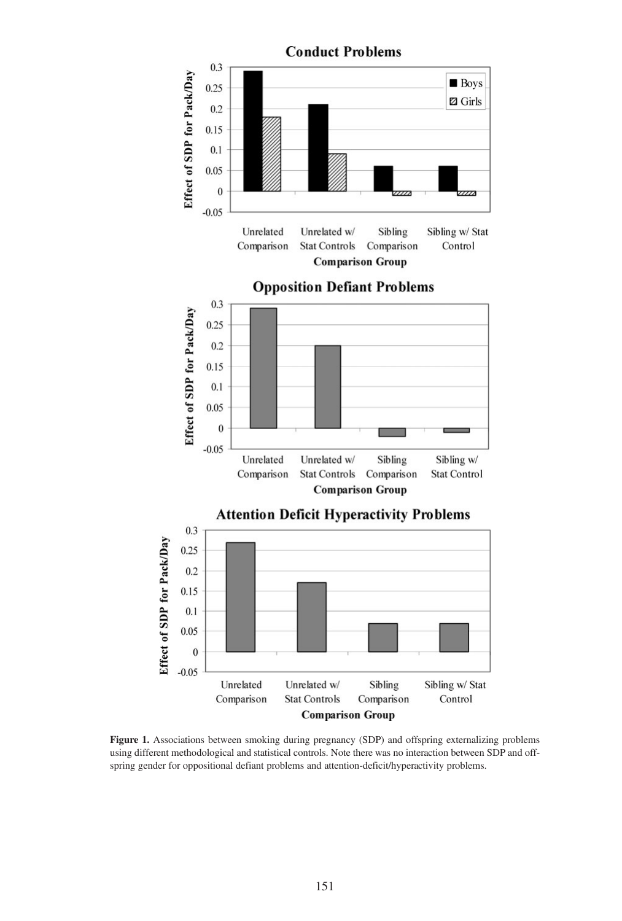**Figure 1.** Associations between smoking during pregnancy (SDP) and offspring externalizing problems using different methodological and statistical controls. Note there was no interaction between SDP and offspring gender for oppositional defiant problems and attention-deficit/hyperactivity problems.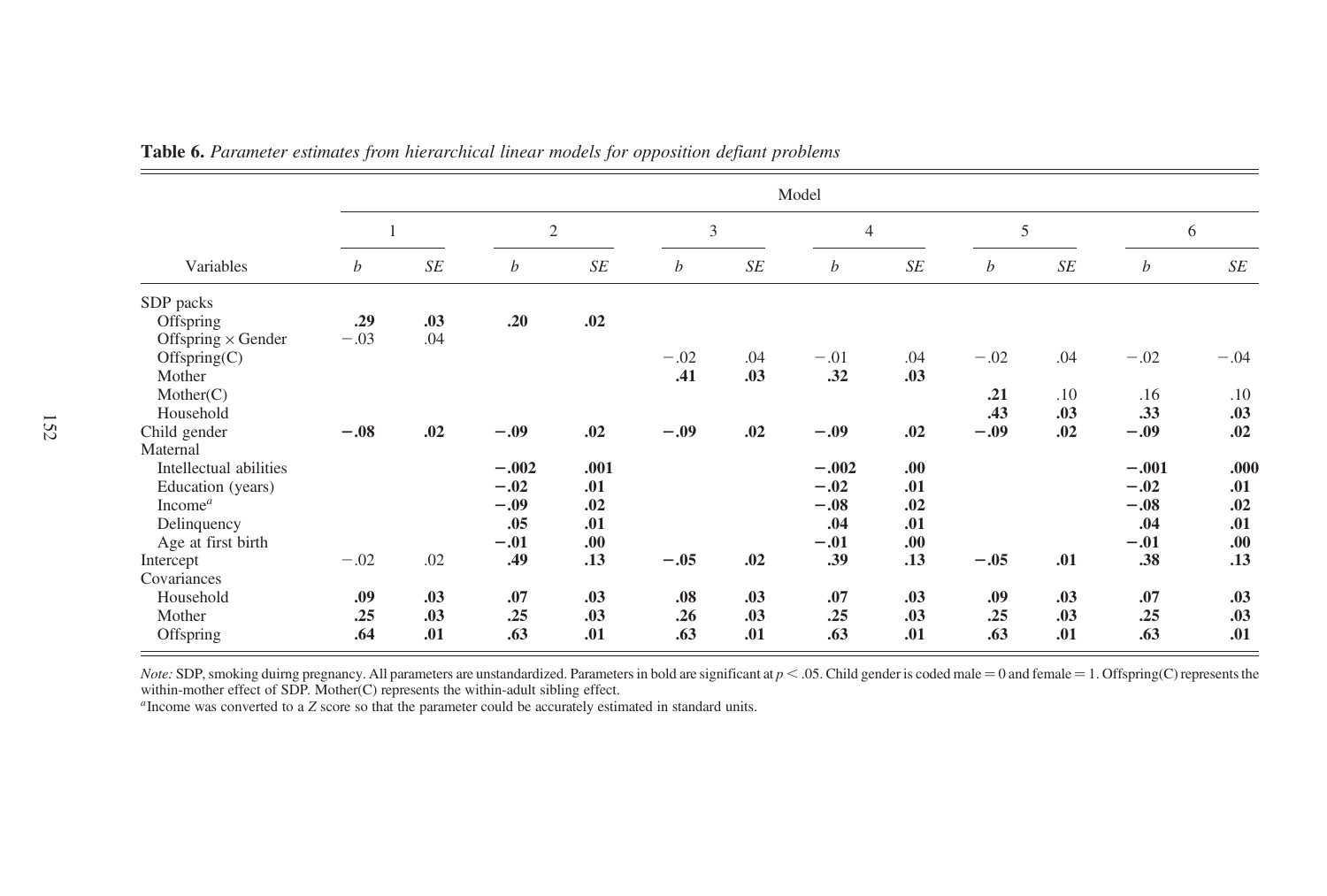**Table 6.** *Parameter estimates from hierarchical linear models for opposition defiant problems*

| Variables | Model 1 | | Model 2 | | Model 3 | | Model 4 | | Model 5 | | Model 6 | |
|---|---|---|---|---|---|---|---|---|---|---|---|---|
| | *b* | *SE* | *b* | *SE* | *b* | *SE* | *b* | *SE* | *b* | *SE* | *b* | *SE* |
| SDP packs | | | | | | | | | | | | |
| Offspring | **.29** | **.03** | **.20** | **.02** | | | | | | | | |
| Offspring × Gender | −.03 | .04 | | | | | | | | | | |
| Offspring(C) | | | | | −.02 | .04 | −.01 | .04 | −.02 | .04 | −.02 | −.04 |
| Mother | | | | | **.41** | **.03** | **.32** | **.03** | | | | |
| Mother(C) | | | | | | | | | **.21** | .10 | .16 | .10 |
| Household | | | | | | | | | **.43** | **.03** | **.33** | **.03** |
| Child gender | **−.08** | **.02** | **−.09** | **.02** | **−.09** | **.02** | **−.09** | **.02** | **−.09** | **.02** | **−.09** | **.02** |
| Maternal | | | | | | | | | | | | |
| Intellectual abilities | | | **−.002** | **.001** | | | **−.002** | **.00** | | | **−.001** | **.000** |
| Education (years) | | | **−.02** | **.01** | | | **−.02** | **.01** | | | **−.02** | **.01** |
| Income[a] | | | **−.09** | **.02** | | | **−.08** | **.02** | | | **−.08** | **.02** |
| Delinquency | | | **.05** | **.01** | | | **.04** | **.01** | | | **.04** | **.01** |
| Age at first birth | | | **−.01** | **.00** | | | **−.01** | **.00** | | | **−.01** | **.00** |
| Intercept | −.02 | .02 | **.49** | **.13** | **−.05** | **.02** | **.39** | **.13** | **−.05** | **.01** | **.38** | **.13** |
| Covariances | | | | | | | | | | | | |
| Household | **.09** | **.03** | **.07** | **.03** | **.08** | **.03** | **.07** | **.03** | **.09** | **.03** | **.07** | **.03** |
| Mother | **.25** | **.03** | **.25** | **.03** | **.26** | **.03** | **.25** | **.03** | **.25** | **.03** | **.25** | **.03** |
| Offspring | **.64** | **.01** | **.63** | **.01** | **.63** | **.01** | **.63** | **.01** | **.63** | **.01** | **.63** | **.01** |

*Note:* SDP, smoking duirng pregnancy. All parameters are unstandardized. Parameters in bold are significant at $p < .05$. Child gender is coded male = 0 and female = 1. Offspring(C) represents the within-mother effect of SDP. Mother(C) represents the within-adult sibling effect.
[a]Income was converted to a *Z* score so that the parameter could be accurately estimated in standard units.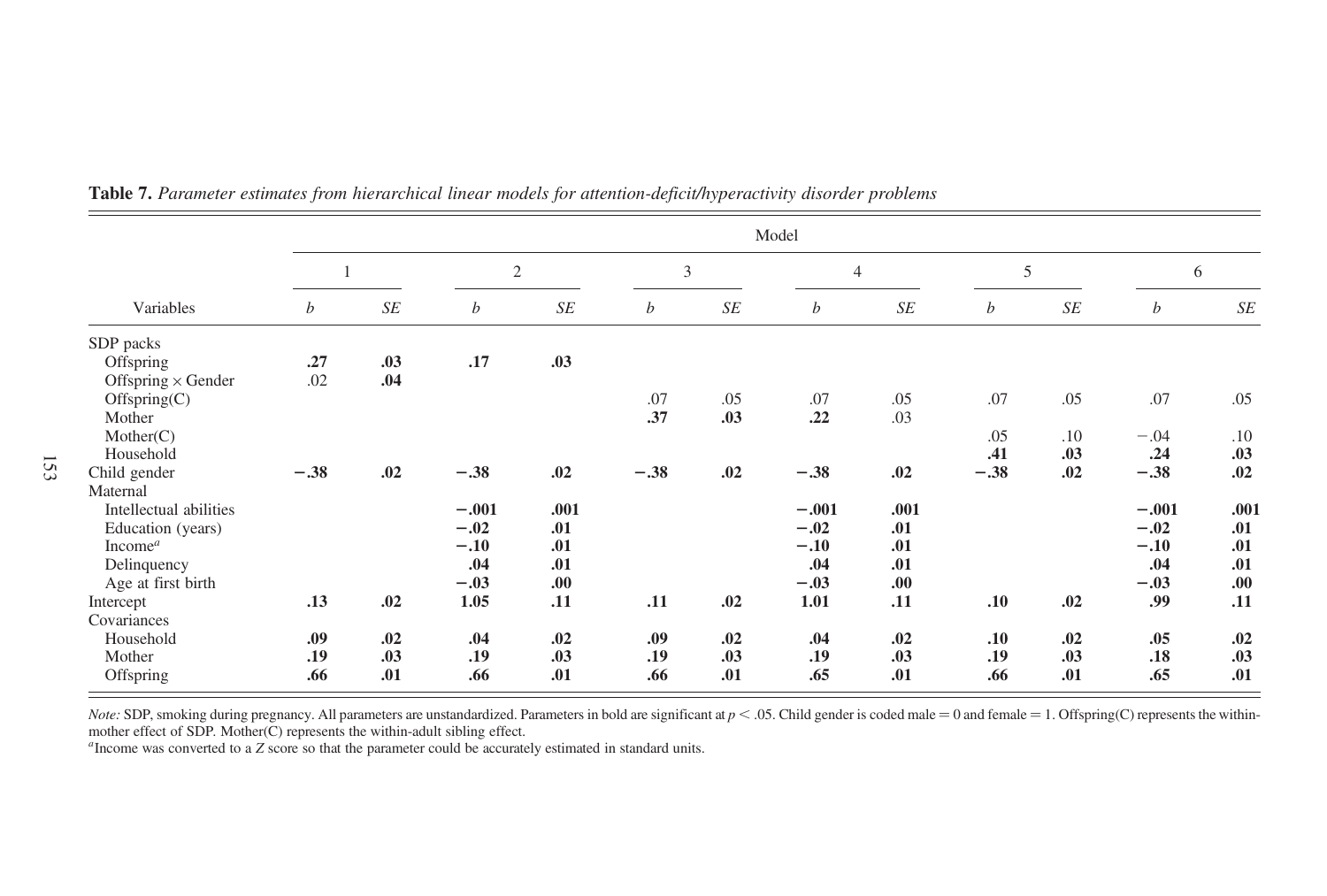**Table 7.** *Parameter estimates from hierarchical linear models for attention-deficit/hyperactivity disorder problems*

| | Model | | | | | | | | | | | |
|---|---|---|---|---|---|---|---|---|---|---|---|---|
| | 1 | | 2 | | 3 | | 4 | | 5 | | 6 | |
| Variables | *b* | *SE* | *b* | *SE* | *b* | *SE* | *b* | *SE* | *b* | *SE* | *b* | *SE* |
| SDP packs | | | | | | | | | | | | |
| Offspring | **.27** | **.03** | **.17** | **.03** | | | | | | | | |
| Offspring × Gender | .02 | **.04** | | | | | | | | | | |
| Offspring(C) | | | | | .07 | .05 | .07 | .05 | .07 | .05 | .07 | .05 |
| Mother | | | | | **.37** | **.03** | **.22** | .03 | | | | |
| Mother(C) | | | | | | | | | .05 | .10 | −.04 | .10 |
| Household | | | | | | | | | **.41** | **.03** | **.24** | **.03** |
| Child gender | **−.38** | **.02** | **−.38** | **.02** | **−.38** | **.02** | **−.38** | **.02** | **−.38** | **.02** | **−.38** | **.02** |
| Maternal | | | | | | | | | | | | |
| Intellectual abilities | | | **−.001** | **.001** | | | **−.001** | **.001** | | | **−.001** | **.001** |
| Education (years) | | | **−.02** | **.01** | | | **−.02** | **.01** | | | **−.02** | **.01** |
| Income[a] | | | **−.10** | **.01** | | | **−.10** | **.01** | | | **−.10** | **.01** |
| Delinquency | | | **.04** | **.01** | | | **.04** | **.01** | | | **.04** | **.01** |
| Age at first birth | | | **−.03** | **.00** | | | **−.03** | **.00** | | | **−.03** | **.00** |
| Intercept | **.13** | **.02** | **1.05** | **.11** | **.11** | **.02** | **1.01** | **.11** | **.10** | **.02** | **.99** | **.11** |
| Covariances | | | | | | | | | | | | |
| Household | **.09** | **.02** | **.04** | **.02** | **.09** | **.02** | **.04** | **.02** | **.10** | **.02** | **.05** | **.02** |
| Mother | **.19** | **.03** | **.19** | **.03** | **.19** | **.03** | **.19** | **.03** | **.19** | **.03** | **.18** | **.03** |
| Offspring | **.66** | **.01** | **.66** | **.01** | **.66** | **.01** | **.65** | **.01** | **.66** | **.01** | **.65** | **.01** |

*Note:* SDP, smoking during pregnancy. All parameters are unstandardized. Parameters in bold are significant at $p < .05$. Child gender is coded male = 0 and female = 1. Offspring(C) represents the within-mother effect of SDP. Mother(C) represents the within-adult sibling effect.

[a]Income was converted to a *Z* score so that the parameter could be accurately estimated in standard units.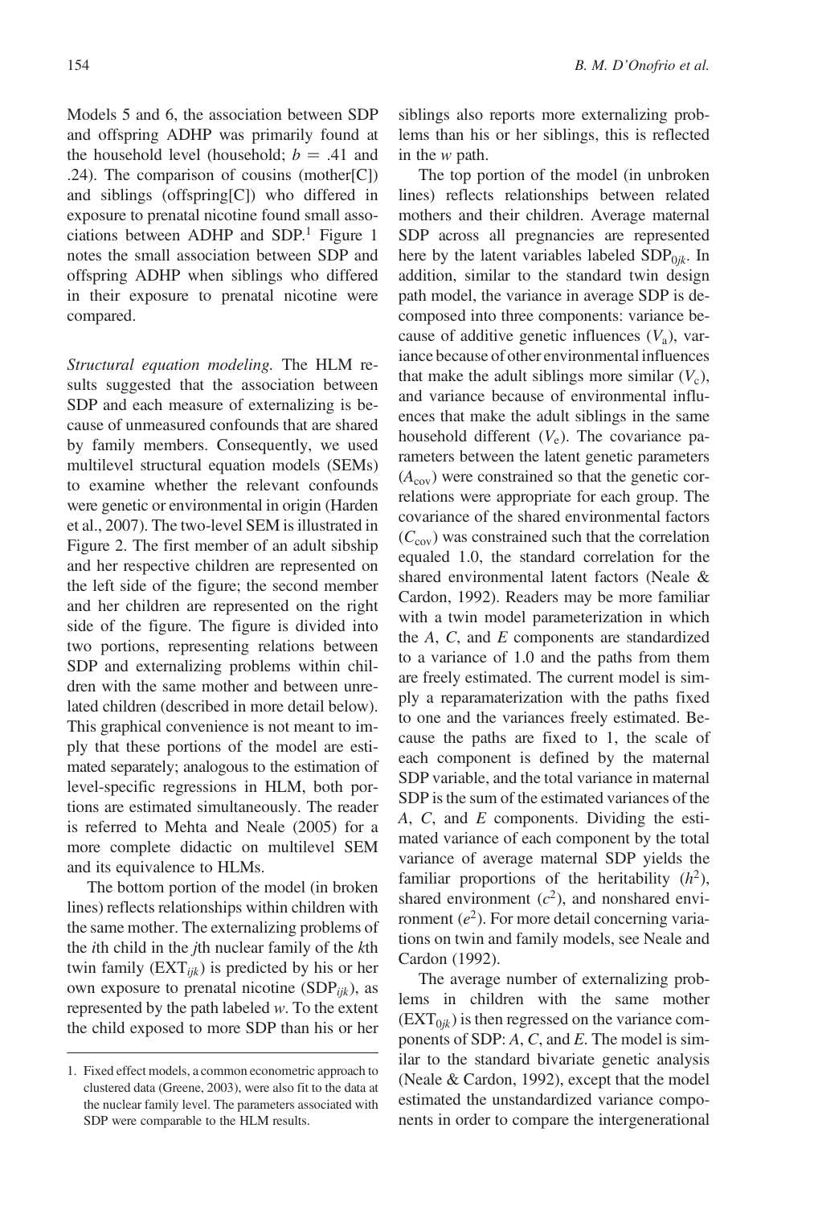Models 5 and 6, the association between SDP and offspring ADHP was primarily found at the household level (household; $b = .41$ and .24). The comparison of cousins (mother[C]) and siblings (offspring[C]) who differed in exposure to prenatal nicotine found small associations between ADHP and SDP.[1] Figure 1 notes the small association between SDP and offspring ADHP when siblings who differed in their exposure to prenatal nicotine were compared.

*Structural equation modeling.* The HLM results suggested that the association between SDP and each measure of externalizing is because of unmeasured confounds that are shared by family members. Consequently, we used multilevel structural equation models (SEMs) to examine whether the relevant confounds were genetic or environmental in origin (Harden et al., 2007). The two-level SEM is illustrated in Figure 2. The first member of an adult sibship and her respective children are represented on the left side of the figure; the second member and her children are represented on the right side of the figure. The figure is divided into two portions, representing relations between SDP and externalizing problems within children with the same mother and between unrelated children (described in more detail below). This graphical convenience is not meant to imply that these portions of the model are estimated separately; analogous to the estimation of level-specific regressions in HLM, both portions are estimated simultaneously. The reader is referred to Mehta and Neale (2005) for a more complete didactic on multilevel SEM and its equivalence to HLMs.

The bottom portion of the model (in broken lines) reflects relationships within children with the same mother. The externalizing problems of the *i*th child in the *j*th nuclear family of the *k*th twin family ($EXT_{ijk}$) is predicted by his or her own exposure to prenatal nicotine ($SDP_{ijk}$), as represented by the path labeled $w$. To the extent the child exposed to more SDP than his or her siblings also reports more externalizing problems than his or her siblings, this is reflected in the $w$ path.

The top portion of the model (in unbroken lines) reflects relationships between related mothers and their children. Average maternal SDP across all pregnancies are represented here by the latent variables labeled $SDP_{0jk}$. In addition, similar to the standard twin design path model, the variance in average SDP is decomposed into three components: variance because of additive genetic influences ($V_a$), variance because of other environmental influences that make the adult siblings more similar ($V_c$), and variance because of environmental influences that make the adult siblings in the same household different ($V_e$). The covariance parameters between the latent genetic parameters ($A_{cov}$) were constrained so that the genetic correlations were appropriate for each group. The covariance of the shared environmental factors ($C_{cov}$) was constrained such that the correlation equaled 1.0, the standard correlation for the shared environmental latent factors (Neale & Cardon, 1992). Readers may be more familiar with a twin model parameterization in which the $A$, $C$, and $E$ components are standardized to a variance of 1.0 and the paths from them are freely estimated. The current model is simply a reparamaterization with the paths fixed to one and the variances freely estimated. Because the paths are fixed to 1, the scale of each component is defined by the maternal SDP variable, and the total variance in maternal SDP is the sum of the estimated variances of the $A$, $C$, and $E$ components. Dividing the estimated variance of each component by the total variance of average maternal SDP yields the familiar proportions of the heritability ($h^2$), shared environment ($c^2$), and nonshared environment ($e^2$). For more detail concerning variations on twin and family models, see Neale and Cardon (1992).

The average number of externalizing problems in children with the same mother ($EXT_{0jk}$) is then regressed on the variance components of SDP: $A$, $C$, and $E$. The model is similar to the standard bivariate genetic analysis (Neale & Cardon, 1992), except that the model estimated the unstandardized variance components in order to compare the intergenerational

1. Fixed effect models, a common econometric approach to clustered data (Greene, 2003), were also fit to the data at the nuclear family level. The parameters associated with SDP were comparable to the HLM results.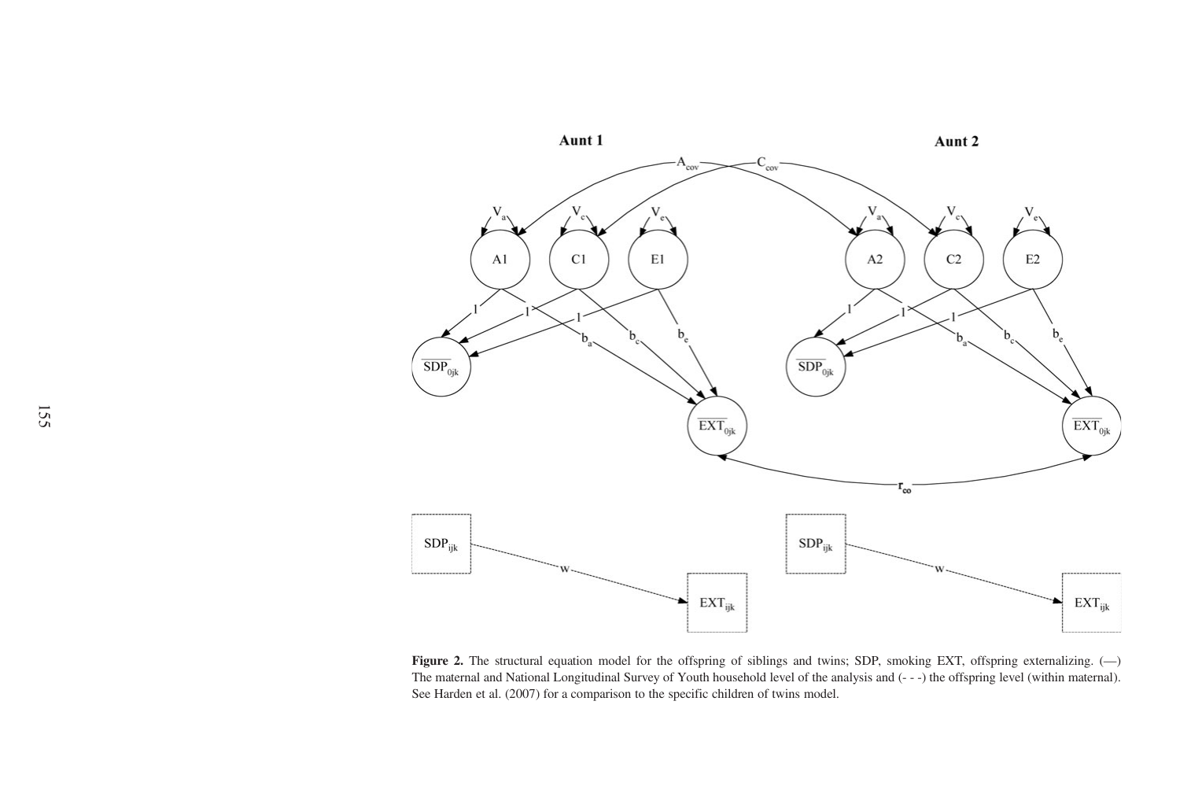**Figure 2.** The structural equation model for the offspring of siblings and twins; SDP, smoking EXT, offspring externalizing. (—) The maternal and National Longitudinal Survey of Youth household level of the analysis and (- - -) the offspring level (within maternal). See Harden et al. (2007) for a comparison to the specific children of twins model.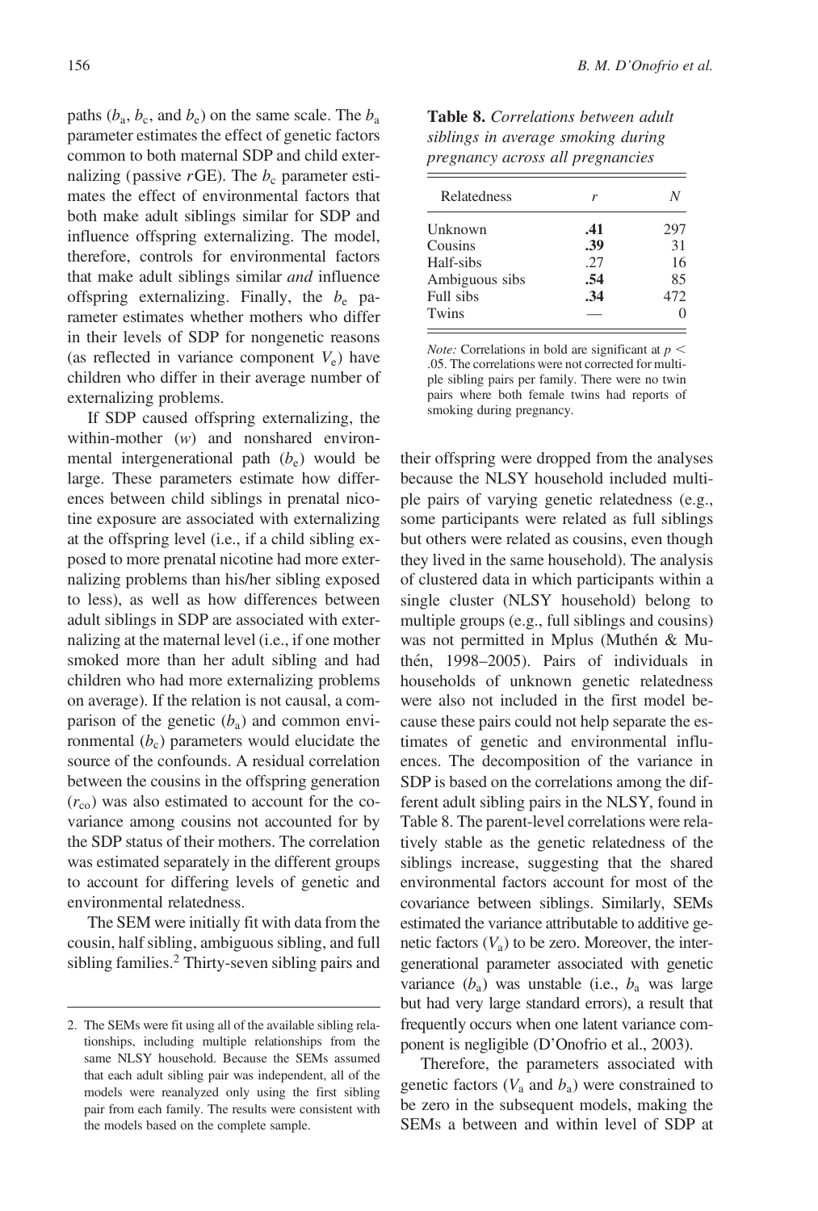paths ($b_a$, $b_c$, and $b_e$) on the same scale. The $b_a$ parameter estimates the effect of genetic factors common to both maternal SDP and child externalizing (passive *r*GE). The $b_c$ parameter estimates the effect of environmental factors that both make adult siblings similar for SDP and influence offspring externalizing. The model, therefore, controls for environmental factors that make adult siblings similar *and* influence offspring externalizing. Finally, the $b_e$ parameter estimates whether mothers who differ in their levels of SDP for nongenetic reasons (as reflected in variance component $V_e$) have children who differ in their average number of externalizing problems.

If SDP caused offspring externalizing, the within-mother ($w$) and nonshared environmental intergenerational path ($b_e$) would be large. These parameters estimate how differences between child siblings in prenatal nicotine exposure are associated with externalizing at the offspring level (i.e., if a child sibling exposed to more prenatal nicotine had more externalizing problems than his/her sibling exposed to less), as well as how differences between adult siblings in SDP are associated with externalizing at the maternal level (i.e., if one mother smoked more than her adult sibling and had children who had more externalizing problems on average). If the relation is not causal, a comparison of the genetic ($b_a$) and common environmental ($b_c$) parameters would elucidate the source of the confounds. A residual correlation between the cousins in the offspring generation ($r_{co}$) was also estimated to account for the covariance among cousins not accounted for by the SDP status of their mothers. The correlation was estimated separately in the different groups to account for differing levels of genetic and environmental relatedness.

The SEM were initially fit with data from the cousin, half sibling, ambiguous sibling, and full sibling families.[2] Thirty-seven sibling pairs and their offspring were dropped from the analyses because the NLSY household included multiple pairs of varying genetic relatedness (e.g., some participants were related as full siblings but others were related as cousins, even though they lived in the same household). The analysis of clustered data in which participants within a single cluster (NLSY household) belong to multiple groups (e.g., full siblings and cousins) was not permitted in Mplus (Muthén & Muthén, 1998–2005). Pairs of individuals in households of unknown genetic relatedness were also not included in the first model because these pairs could not help separate the estimates of genetic and environmental influences. The decomposition of the variance in SDP is based on the correlations among the different adult sibling pairs in the NLSY, found in Table 8. The parent-level correlations were relatively stable as the genetic relatedness of the siblings increase, suggesting that the shared environmental factors account for most of the covariance between siblings. Similarly, SEMs estimated the variance attributable to additive genetic factors ($V_a$) to be zero. Moreover, the intergenerational parameter associated with genetic variance ($b_a$) was unstable (i.e., $b_a$ was large but had very large standard errors), a result that frequently occurs when one latent variance component is negligible (D'Onofrio et al., 2003).

Therefore, the parameters associated with genetic factors ($V_a$ and $b_a$) were constrained to be zero in the subsequent models, making the SEMs a between and within level of SDP at

**Table 8.** *Correlations between adult siblings in average smoking during pregnancy across all pregnancies*

| Relatedness | *r* | *N* |
|---|---|---|
| Unknown | **.41** | 297 |
| Cousins | **.39** | 31 |
| Half-sibs | .27 | 16 |
| Ambiguous sibs | **.54** | 85 |
| Full sibs | **.34** | 472 |
| Twins | — | 0 |

*Note:* Correlations in bold are significant at $p < .05$. The correlations were not corrected for multiple sibling pairs per family. There were no twin pairs where both female twins had reports of smoking during pregnancy.

2. The SEMs were fit using all of the available sibling relationships, including multiple relationships from the same NLSY household. Because the SEMs assumed that each adult sibling pair was independent, all of the models were reanalyzed only using the first sibling pair from each family. The results were consistent with the models based on the complete sample.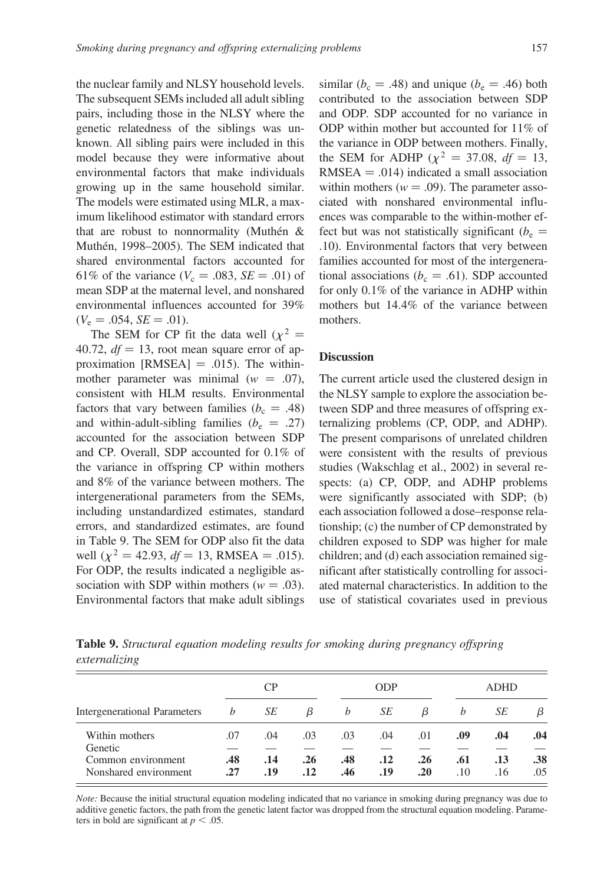the nuclear family and NLSY household levels. The subsequent SEMs included all adult sibling pairs, including those in the NLSY where the genetic relatedness of the siblings was unknown. All sibling pairs were included in this model because they were informative about environmental factors that make individuals growing up in the same household similar. The models were estimated using MLR, a maximum likelihood estimator with standard errors that are robust to nonnormality (Muthén & Muthén, 1998–2005). The SEM indicated that shared environmental factors accounted for 61% of the variance ($V_c = .083$, $SE = .01$) of mean SDP at the maternal level, and nonshared environmental influences accounted for 39% ($V_e = .054$, $SE = .01$).

The SEM for CP fit the data well ($\chi^2 = 40.72$, $df = 13$, root mean square error of approximation [RMSEA] = .015). The within-mother parameter was minimal ($w = .07$), consistent with HLM results. Environmental factors that vary between families ($b_c = .48$) and within-adult-sibling families ($b_e = .27$) accounted for the association between SDP and CP. Overall, SDP accounted for 0.1% of the variance in offspring CP within mothers and 8% of the variance between mothers. The intergenerational parameters from the SEMs, including unstandardized estimates, standard errors, and standardized estimates, are found in Table 9. The SEM for ODP also fit the data well ($\chi^2 = 42.93$, $df = 13$, RMSEA = .015). For ODP, the results indicated a negligible association with SDP within mothers ($w = .03$). Environmental factors that make adult siblings similar ($b_c = .48$) and unique ($b_e = .46$) both contributed to the association between SDP and ODP. SDP accounted for no variance in ODP within mother but accounted for 11% of the variance in ODP between mothers. Finally, the SEM for ADHP ($\chi^2 = 37.08$, $df = 13$, RMSEA = .014) indicated a small association within mothers ($w = .09$). The parameter associated with nonshared environmental influences was comparable to the within-mother effect but was not statistically significant ($b_e = .10$). Environmental factors that very between families accounted for most of the intergenerational associations ($b_c = .61$). SDP accounted for only 0.1% of the variance in ADHP within mothers but 14.4% of the variance between mothers.

## Discussion

The current article used the clustered design in the NLSY sample to explore the association between SDP and three measures of offspring externalizing problems (CP, ODP, and ADHP). The present comparisons of unrelated children were consistent with the results of previous studies (Wakschlag et al., 2002) in several respects: (a) CP, ODP, and ADHP problems were significantly associated with SDP; (b) each association followed a dose–response relationship; (c) the number of CP demonstrated by children exposed to SDP was higher for male children; and (d) each association remained significant after statistically controlling for associated maternal characteristics. In addition to the use of statistical covariates used in previous

**Table 9.** *Structural equation modeling results for smoking during pregnancy offspring externalizing*

| | CP | | | ODP | | | ADHD | | |
|---|---|---|---|---|---|---|---|---|---|
| Intergenerational Parameters | $b$ | $SE$ | $\beta$ | $b$ | $SE$ | $\beta$ | $b$ | $SE$ | $\beta$ |
| Within mothers | .07 | .04 | .03 | .03 | .04 | .01 | **.09** | **.04** | **.04** |
| Genetic | — | — | — | — | — | — | — | — | — |
| Common environment | **.48** | **.14** | **.26** | **.48** | **.12** | **.26** | **.61** | **.13** | **.38** |
| Nonshared environment | **.27** | **.19** | **.12** | **.46** | **.19** | **.20** | .10 | .16 | .05 |

*Note:* Because the initial structural equation modeling indicated that no variance in smoking during pregnancy was due to additive genetic factors, the path from the genetic latent factor was dropped from the structural equation modeling. Parameters in bold are significant at $p < .05$.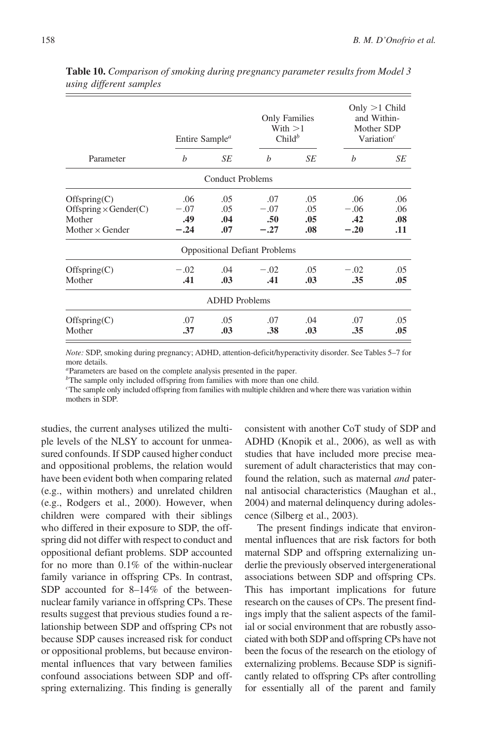**Table 10.** *Comparison of smoking during pregnancy parameter results from Model 3 using different samples*

| Parameter | Entire Sample[a] | | Only Families With >1 Child[b] | | Only >1 Child and Within-Mother SDP Variation[c] | |
|---|---|---|---|---|---|---|
| | *b* | *SE* | *b* | *SE* | *b* | *SE* |
| **Conduct Problems** | | | | | | |
| Offspring(C) | .06 | .05 | .07 | .05 | .06 | .06 |
| Offspring × Gender(C) | −.07 | .05 | −.07 | .05 | −.06 | .06 |
| Mother | **.49** | **.04** | **.50** | **.05** | **.42** | **.08** |
| Mother × Gender | **−.24** | **.07** | **−.27** | **.08** | **−.20** | **.11** |
| **Oppositional Defiant Problems** | | | | | | |
| Offspring(C) | −.02 | .04 | −.02 | .05 | −.02 | .05 |
| Mother | **.41** | **.03** | **.41** | **.03** | **.35** | **.05** |
| **ADHD Problems** | | | | | | |
| Offspring(C) | .07 | .05 | .07 | .04 | .07 | .05 |
| Mother | **.37** | **.03** | **.38** | **.03** | **.35** | **.05** |

*Note:* SDP, smoking during pregnancy; ADHD, attention-deficit/hyperactivity disorder. See Tables 5–7 for more details.

[a]Parameters are based on the complete analysis presented in the paper.

[b]The sample only included offspring from families with more than one child.

[c]The sample only included offspring from families with multiple children and where there was variation within mothers in SDP.

studies, the current analyses utilized the multiple levels of the NLSY to account for unmeasured confounds. If SDP caused higher conduct and oppositional problems, the relation would have been evident both when comparing related (e.g., within mothers) and unrelated children (e.g., Rodgers et al., 2000). However, when children were compared with their siblings who differed in their exposure to SDP, the offspring did not differ with respect to conduct and oppositional defiant problems. SDP accounted for no more than 0.1% of the within-nuclear family variance in offspring CPs. In contrast, SDP accounted for 8–14% of the between-nuclear family variance in offspring CPs. These results suggest that previous studies found a relationship between SDP and offspring CPs not because SDP causes increased risk for conduct or oppositional problems, but because environmental influences that vary between families confound associations between SDP and offspring externalizing. This finding is generally consistent with another CoT study of SDP and ADHD (Knopik et al., 2006), as well as with studies that have included more precise measurement of adult characteristics that may confound the relation, such as maternal *and* paternal antisocial characteristics (Maughan et al., 2004) and maternal delinquency during adolescence (Silberg et al., 2003).

The present findings indicate that environmental influences that are risk factors for both maternal SDP and offspring externalizing underlie the previously observed intergenerational associations between SDP and offspring CPs. This has important implications for future research on the causes of CPs. The present findings imply that the salient aspects of the familial or social environment that are robustly associated with both SDP and offspring CPs have not been the focus of the research on the etiology of externalizing problems. Because SDP is significantly related to offspring CPs after controlling for essentially all of the parent and family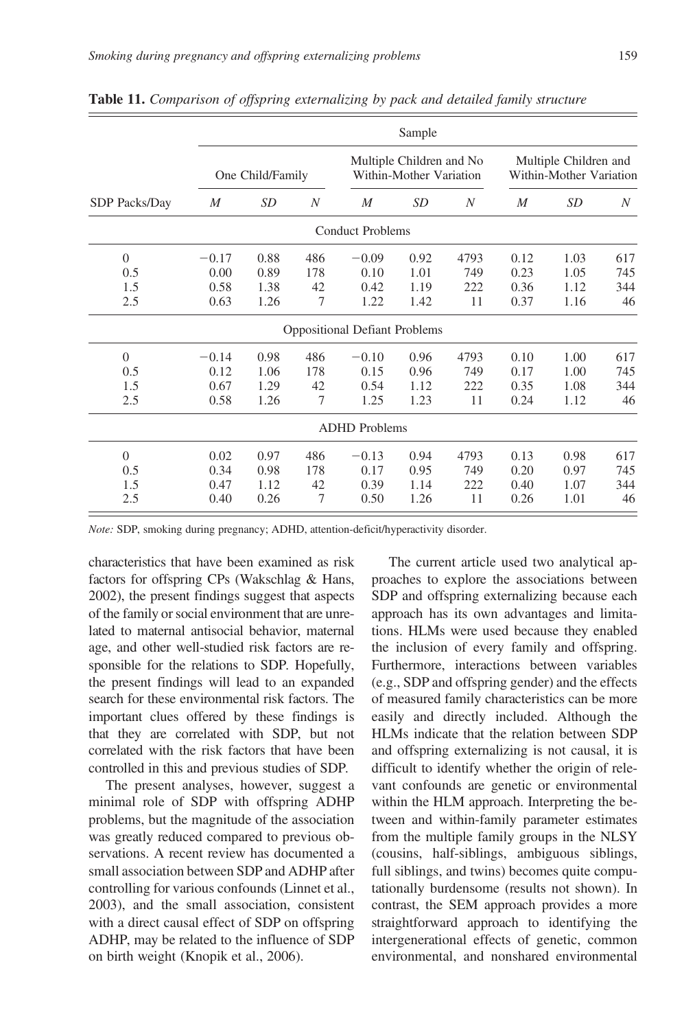**Table 11.** *Comparison of offspring externalizing by pack and detailed family structure*

| | Sample | | | | | | | | |
|---|---|---|---|---|---|---|---|---|---|
| | One Child/Family | | | Multiple Children and No Within-Mother Variation | | | Multiple Children and Within-Mother Variation | | |
| SDP Packs/Day | *M* | *SD* | *N* | *M* | *SD* | *N* | *M* | *SD* | *N* |
| | | | | Conduct Problems | | | | | |
| 0 | −0.17 | 0.88 | 486 | −0.09 | 0.92 | 4793 | 0.12 | 1.03 | 617 |
| 0.5 | 0.00 | 0.89 | 178 | 0.10 | 1.01 | 749 | 0.23 | 1.05 | 745 |
| 1.5 | 0.58 | 1.38 | 42 | 0.42 | 1.19 | 222 | 0.36 | 1.12 | 344 |
| 2.5 | 0.63 | 1.26 | 7 | 1.22 | 1.42 | 11 | 0.37 | 1.16 | 46 |
| | | | | Oppositional Defiant Problems | | | | | |
| 0 | −0.14 | 0.98 | 486 | −0.10 | 0.96 | 4793 | 0.10 | 1.00 | 617 |
| 0.5 | 0.12 | 1.06 | 178 | 0.15 | 0.96 | 749 | 0.17 | 1.00 | 745 |
| 1.5 | 0.67 | 1.29 | 42 | 0.54 | 1.12 | 222 | 0.35 | 1.08 | 344 |
| 2.5 | 0.58 | 1.26 | 7 | 1.25 | 1.23 | 11 | 0.24 | 1.12 | 46 |
| | | | | ADHD Problems | | | | | |
| 0 | 0.02 | 0.97 | 486 | −0.13 | 0.94 | 4793 | 0.13 | 0.98 | 617 |
| 0.5 | 0.34 | 0.98 | 178 | 0.17 | 0.95 | 749 | 0.20 | 0.97 | 745 |
| 1.5 | 0.47 | 1.12 | 42 | 0.39 | 1.14 | 222 | 0.40 | 1.07 | 344 |
| 2.5 | 0.40 | 0.26 | 7 | 0.50 | 1.26 | 11 | 0.26 | 1.01 | 46 |

*Note:* SDP, smoking during pregnancy; ADHD, attention-deficit/hyperactivity disorder.

characteristics that have been examined as risk factors for offspring CPs (Wakschlag & Hans, 2002), the present findings suggest that aspects of the family or social environment that are unrelated to maternal antisocial behavior, maternal age, and other well-studied risk factors are responsible for the relations to SDP. Hopefully, the present findings will lead to an expanded search for these environmental risk factors. The important clues offered by these findings is that they are correlated with SDP, but not correlated with the risk factors that have been controlled in this and previous studies of SDP.

The present analyses, however, suggest a minimal role of SDP with offspring ADHP problems, but the magnitude of the association was greatly reduced compared to previous observations. A recent review has documented a small association between SDP and ADHP after controlling for various confounds (Linnet et al., 2003), and the small association, consistent with a direct causal effect of SDP on offspring ADHP, may be related to the influence of SDP on birth weight (Knopik et al., 2006).

The current article used two analytical approaches to explore the associations between SDP and offspring externalizing because each approach has its own advantages and limitations. HLMs were used because they enabled the inclusion of every family and offspring. Furthermore, interactions between variables (e.g., SDP and offspring gender) and the effects of measured family characteristics can be more easily and directly included. Although the HLMs indicate that the relation between SDP and offspring externalizing is not causal, it is difficult to identify whether the origin of relevant confounds are genetic or environmental within the HLM approach. Interpreting the between and within-family parameter estimates from the multiple family groups in the NLSY (cousins, half-siblings, ambiguous siblings, full siblings, and twins) becomes quite computationally burdensome (results not shown). In contrast, the SEM approach provides a more straightforward approach to identifying the intergenerational effects of genetic, common environmental, and nonshared environmental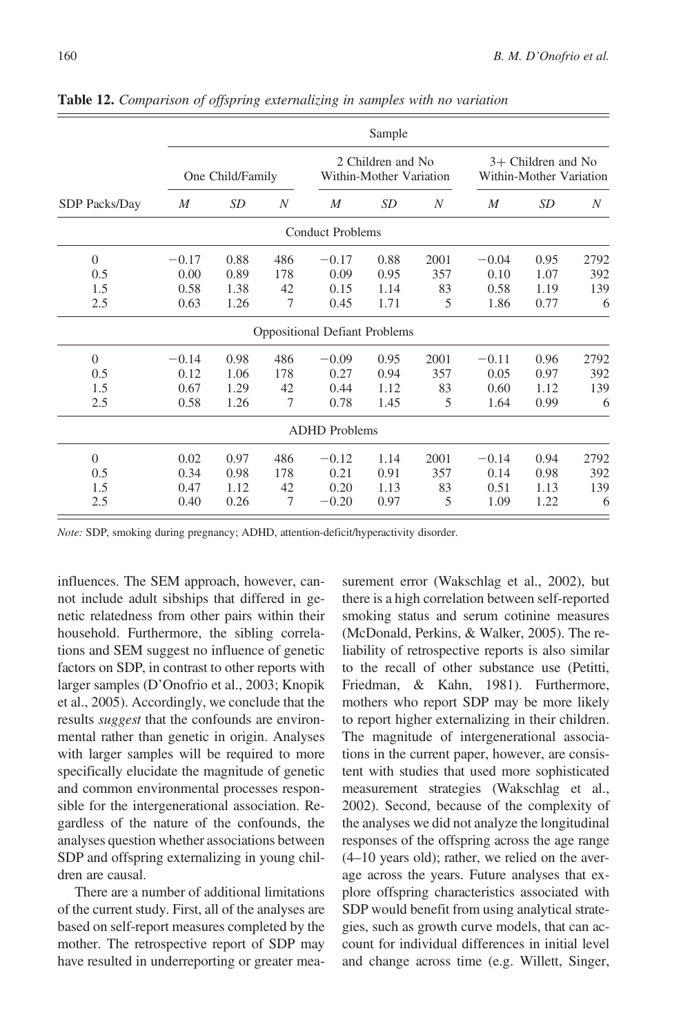**Table 12.** *Comparison of offspring externalizing in samples with no variation*

| | Sample | | | | | | | | |
|---|---|---|---|---|---|---|---|---|---|
| | One Child/Family | | | 2 Children and No Within-Mother Variation | | | 3+ Children and No Within-Mother Variation | | |
| SDP Packs/Day | *M* | *SD* | *N* | *M* | *SD* | *N* | *M* | *SD* | *N* |
| **Conduct Problems** | | | | | | | | | |
| 0 | −0.17 | 0.88 | 486 | −0.17 | 0.88 | 2001 | −0.04 | 0.95 | 2792 |
| 0.5 | 0.00 | 0.89 | 178 | 0.09 | 0.95 | 357 | 0.10 | 1.07 | 392 |
| 1.5 | 0.58 | 1.38 | 42 | 0.15 | 1.14 | 83 | 0.58 | 1.19 | 139 |
| 2.5 | 0.63 | 1.26 | 7 | 0.45 | 1.71 | 5 | 1.86 | 0.77 | 6 |
| **Oppositional Defiant Problems** | | | | | | | | | |
| 0 | −0.14 | 0.98 | 486 | −0.09 | 0.95 | 2001 | −0.11 | 0.96 | 2792 |
| 0.5 | 0.12 | 1.06 | 178 | 0.27 | 0.94 | 357 | 0.05 | 0.97 | 392 |
| 1.5 | 0.67 | 1.29 | 42 | 0.44 | 1.12 | 83 | 0.60 | 1.12 | 139 |
| 2.5 | 0.58 | 1.26 | 7 | 0.78 | 1.45 | 5 | 1.64 | 0.99 | 6 |
| **ADHD Problems** | | | | | | | | | |
| 0 | 0.02 | 0.97 | 486 | −0.12 | 1.14 | 2001 | −0.14 | 0.94 | 2792 |
| 0.5 | 0.34 | 0.98 | 178 | 0.21 | 0.91 | 357 | 0.14 | 0.98 | 392 |
| 1.5 | 0.47 | 1.12 | 42 | 0.20 | 1.13 | 83 | 0.51 | 1.13 | 139 |
| 2.5 | 0.40 | 0.26 | 7 | −0.20 | 0.97 | 5 | 1.09 | 1.22 | 6 |

*Note:* SDP, smoking during pregnancy; ADHD, attention-deficit/hyperactivity disorder.

influences. The SEM approach, however, cannot include adult sibships that differed in genetic relatedness from other pairs within their household. Furthermore, the sibling correlations and SEM suggest no influence of genetic factors on SDP, in contrast to other reports with larger samples (D'Onofrio et al., 2003; Knopik et al., 2005). Accordingly, we conclude that the results *suggest* that the confounds are environmental rather than genetic in origin. Analyses with larger samples will be required to more specifically elucidate the magnitude of genetic and common environmental processes responsible for the intergenerational association. Regardless of the nature of the confounds, the analyses question whether associations between SDP and offspring externalizing in young children are causal.

There are a number of additional limitations of the current study. First, all of the analyses are based on self-report measures completed by the mother. The retrospective report of SDP may have resulted in underreporting or greater measurement error (Wakschlag et al., 2002), but there is a high correlation between self-reported smoking status and serum cotinine measures (McDonald, Perkins, & Walker, 2005). The reliability of retrospective reports is also similar to the recall of other substance use (Petitti, Friedman, & Kahn, 1981). Furthermore, mothers who report SDP may be more likely to report higher externalizing in their children. The magnitude of intergenerational associations in the current paper, however, are consistent with studies that used more sophisticated measurement strategies (Wakschlag et al., 2002). Second, because of the complexity of the analyses we did not analyze the longitudinal responses of the offspring across the age range (4–10 years old); rather, we relied on the average across the years. Future analyses that explore offspring characteristics associated with SDP would benefit from using analytical strategies, such as growth curve models, that can account for individual differences in initial level and change across time (e.g. Willett, Singer,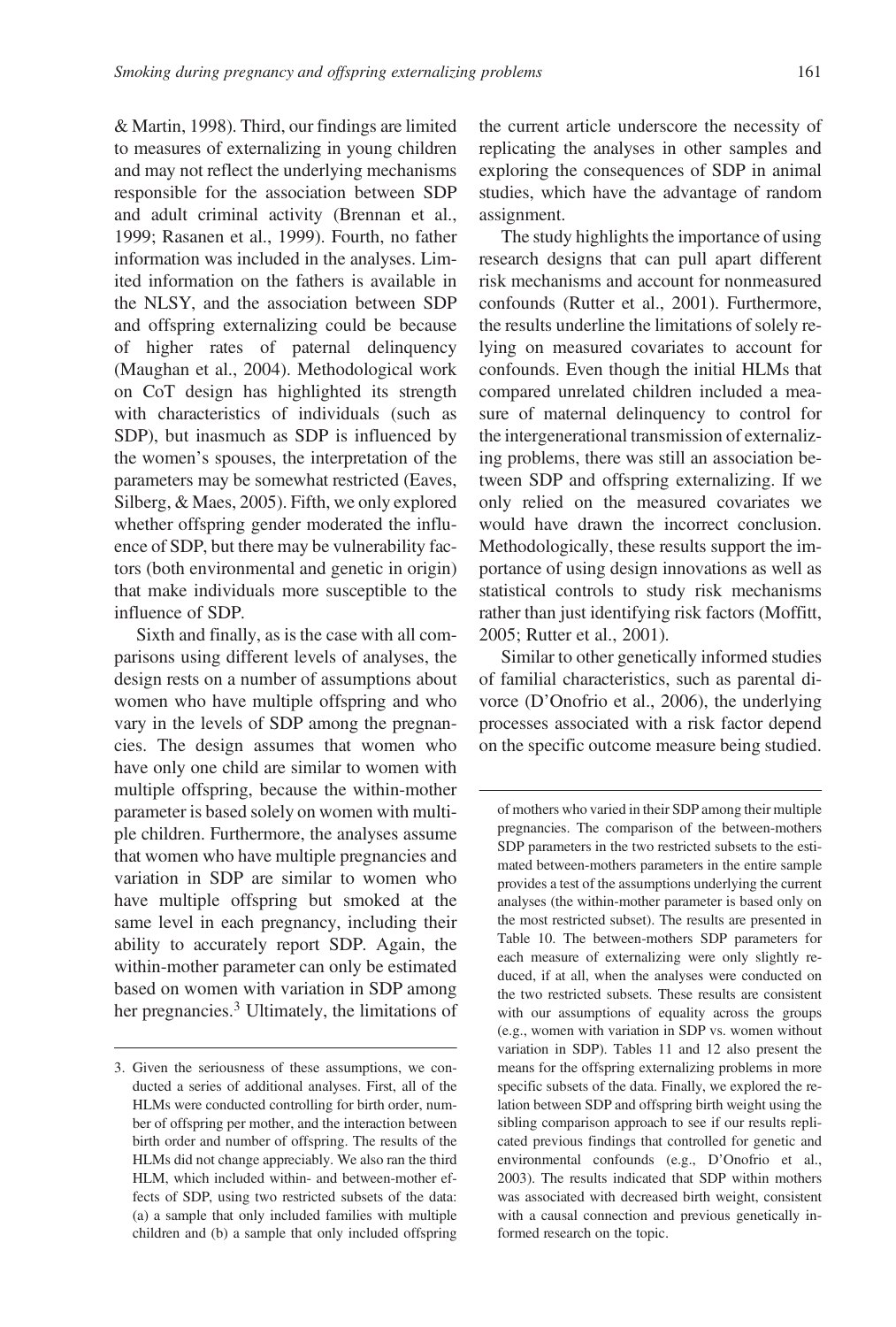& Martin, 1998). Third, our findings are limited to measures of externalizing in young children and may not reflect the underlying mechanisms responsible for the association between SDP and adult criminal activity (Brennan et al., 1999; Rasanen et al., 1999). Fourth, no father information was included in the analyses. Limited information on the fathers is available in the NLSY, and the association between SDP and offspring externalizing could be because of higher rates of paternal delinquency (Maughan et al., 2004). Methodological work on CoT design has highlighted its strength with characteristics of individuals (such as SDP), but inasmuch as SDP is influenced by the women's spouses, the interpretation of the parameters may be somewhat restricted (Eaves, Silberg, & Maes, 2005). Fifth, we only explored whether offspring gender moderated the influence of SDP, but there may be vulnerability factors (both environmental and genetic in origin) that make individuals more susceptible to the influence of SDP.

Sixth and finally, as is the case with all comparisons using different levels of analyses, the design rests on a number of assumptions about women who have multiple offspring and who vary in the levels of SDP among the pregnancies. The design assumes that women who have only one child are similar to women with multiple offspring, because the within-mother parameter is based solely on women with multiple children. Furthermore, the analyses assume that women who have multiple pregnancies and variation in SDP are similar to women who have multiple offspring but smoked at the same level in each pregnancy, including their ability to accurately report SDP. Again, the within-mother parameter can only be estimated based on women with variation in SDP among her pregnancies.[3] Ultimately, the limitations of the current article underscore the necessity of replicating the analyses in other samples and exploring the consequences of SDP in animal studies, which have the advantage of random assignment.

The study highlights the importance of using research designs that can pull apart different risk mechanisms and account for nonmeasured confounds (Rutter et al., 2001). Furthermore, the results underline the limitations of solely relying on measured covariates to account for confounds. Even though the initial HLMs that compared unrelated children included a measure of maternal delinquency to control for the intergenerational transmission of externalizing problems, there was still an association between SDP and offspring externalizing. If we only relied on the measured covariates we would have drawn the incorrect conclusion. Methodologically, these results support the importance of using design innovations as well as statistical controls to study risk mechanisms rather than just identifying risk factors (Moffitt, 2005; Rutter et al., 2001).

Similar to other genetically informed studies of familial characteristics, such as parental divorce (D'Onofrio et al., 2006), the underlying processes associated with a risk factor depend on the specific outcome measure being studied.

---

3. Given the seriousness of these assumptions, we conducted a series of additional analyses. First, all of the HLMs were conducted controlling for birth order, number of offspring per mother, and the interaction between birth order and number of offspring. The results of the HLMs did not change appreciably. We also ran the third HLM, which included within- and between-mother effects of SDP, using two restricted subsets of the data: (a) a sample that only included families with multiple children and (b) a sample that only included offspring of mothers who varied in their SDP among their multiple pregnancies. The comparison of the between-mothers SDP parameters in the two restricted subsets to the estimated between-mothers parameters in the entire sample provides a test of the assumptions underlying the current analyses (the within-mother parameter is based only on the most restricted subset). The results are presented in Table 10. The between-mothers SDP parameters for each measure of externalizing were only slightly reduced, if at all, when the analyses were conducted on the two restricted subsets. These results are consistent with our assumptions of equality across the groups (e.g., women with variation in SDP vs. women without variation in SDP). Tables 11 and 12 also present the means for the offspring externalizing problems in more specific subsets of the data. Finally, we explored the relation between SDP and offspring birth weight using the sibling comparison approach to see if our results replicated previous findings that controlled for genetic and environmental confounds (e.g., D'Onofrio et al., 2003). The results indicated that SDP within mothers was associated with decreased birth weight, consistent with a causal connection and previous genetically informed research on the topic.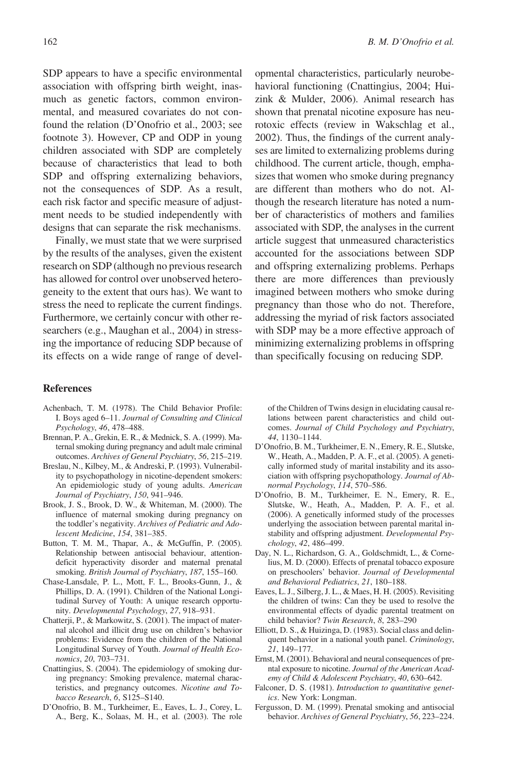SDP appears to have a specific environmental association with offspring birth weight, inasmuch as genetic factors, common environmental, and measured covariates do not confound the relation (D'Onofrio et al., 2003; see footnote 3). However, CP and ODP in young children associated with SDP are completely because of characteristics that lead to both SDP and offspring externalizing behaviors, not the consequences of SDP. As a result, each risk factor and specific measure of adjustment needs to be studied independently with designs that can separate the risk mechanisms.

Finally, we must state that we were surprised by the results of the analyses, given the existent research on SDP (although no previous research has allowed for control over unobserved heterogeneity to the extent that ours has). We want to stress the need to replicate the current findings. Furthermore, we certainly concur with other researchers (e.g., Maughan et al., 2004) in stressing the importance of reducing SDP because of its effects on a wide range of range of developmental characteristics, particularly neurobehavioral functioning (Cnattingius, 2004; Huizink & Mulder, 2006). Animal research has shown that prenatal nicotine exposure has neurotoxic effects (review in Wakschlag et al., 2002). Thus, the findings of the current analyses are limited to externalizing problems during childhood. The current article, though, emphasizes that women who smoke during pregnancy are different than mothers who do not. Although the research literature has noted a number of characteristics of mothers and families associated with SDP, the analyses in the current article suggest that unmeasured characteristics accounted for the associations between SDP and offspring externalizing problems. Perhaps there are more differences than previously imagined between mothers who smoke during pregnancy than those who do not. Therefore, addressing the myriad of risk factors associated with SDP may be a more effective approach of minimizing externalizing problems in offspring than specifically focusing on reducing SDP.

## References

Achenbach, T. M. (1978). The Child Behavior Profile: I. Boys aged 6–11. *Journal of Consulting and Clinical Psychology*, *46*, 478–488.

Brennan, P. A., Grekin, E. R., & Mednick, S. A. (1999). Maternal smoking during pregnancy and adult male criminal outcomes. *Archives of General Psychiatry*, *56*, 215–219.

Breslau, N., Kilbey, M., & Andreski, P. (1993). Vulnerability to psychopathology in nicotine-dependent smokers: An epidemiologic study of young adults. *American Journal of Psychiatry*, *150*, 941–946.

Brook, J. S., Brook, D. W., & Whiteman, M. (2000). The influence of maternal smoking during pregnancy on the toddler's negativity. *Archives of Pediatric and Adolescent Medicine*, *154*, 381–385.

Button, T. M. M., Thapar, A., & McGuffin, P. (2005). Relationship between antisocial behaviour, attention-deficit hyperactivity disorder and maternal prenatal smoking. *British Journal of Psychiatry*, *187*, 155–160.

Chase-Lansdale, P. L., Mott, F. L., Brooks-Gunn, J., & Phillips, D. A. (1991). Children of the National Longitudinal Survey of Youth: A unique research opportunity. *Developmental Psychology*, *27*, 918–931.

Chatterji, P., & Markowitz, S. (2001). The impact of maternal alcohol and illicit drug use on children's behavior problems: Evidence from the children of the National Longitudinal Survey of Youth. *Journal of Health Economics*, *20*, 703–731.

Cnattingius, S. (2004). The epidemiology of smoking during pregnancy: Smoking prevalence, maternal characteristics, and pregnancy outcomes. *Nicotine and Tobacco Research*, *6*, S125–S140.

D'Onofrio, B. M., Turkheimer, E., Eaves, L. J., Corey, L. A., Berg, K., Solaas, M. H., et al. (2003). The role of the Children of Twins design in elucidating causal relations between parent characteristics and child outcomes. *Journal of Child Psychology and Psychiatry*, *44*, 1130–1144.

D'Onofrio, B. M., Turkheimer, E. N., Emery, R. E., Slutske, W., Heath, A., Madden, P. A. F., et al. (2005). A genetically informed study of marital instability and its association with offspring psychopathology. *Journal of Abnormal Psychology*, *114*, 570–586.

D'Onofrio, B. M., Turkheimer, E. N., Emery, R. E., Slutske, W., Heath, A., Madden, P. A. F., et al. (2006). A genetically informed study of the processes underlying the association between parental marital instability and offspring adjustment. *Developmental Psychology*, *42*, 486–499.

Day, N. L., Richardson, G. A., Goldschmidt, L., & Cornelius, M. D. (2000). Effects of prenatal tobacco exposure on preschoolers' behavior. *Journal of Developmental and Behavioral Pediatrics*, *21*, 180–188.

Eaves, L. J., Silberg, J. L., & Maes, H. H. (2005). Revisiting the children of twins: Can they be used to resolve the environmental effects of dyadic parental treatment on child behavior? *Twin Research*, *8*, 283–290

Elliott, D. S., & Huizinga, D. (1983). Social class and delinquent behavior in a national youth panel. *Criminology*, *21*, 149–177.

Ernst, M. (2001). Behavioral and neural consequences of prenatal exposure to nicotine. *Journal of the American Academy of Child & Adolescent Psychiatry*, *40*, 630–642.

Falconer, D. S. (1981). *Introduction to quantitative genetics*. New York: Longman.

Fergusson, D. M. (1999). Prenatal smoking and antisocial behavior. *Archives of General Psychiatry*, *56*, 223–224.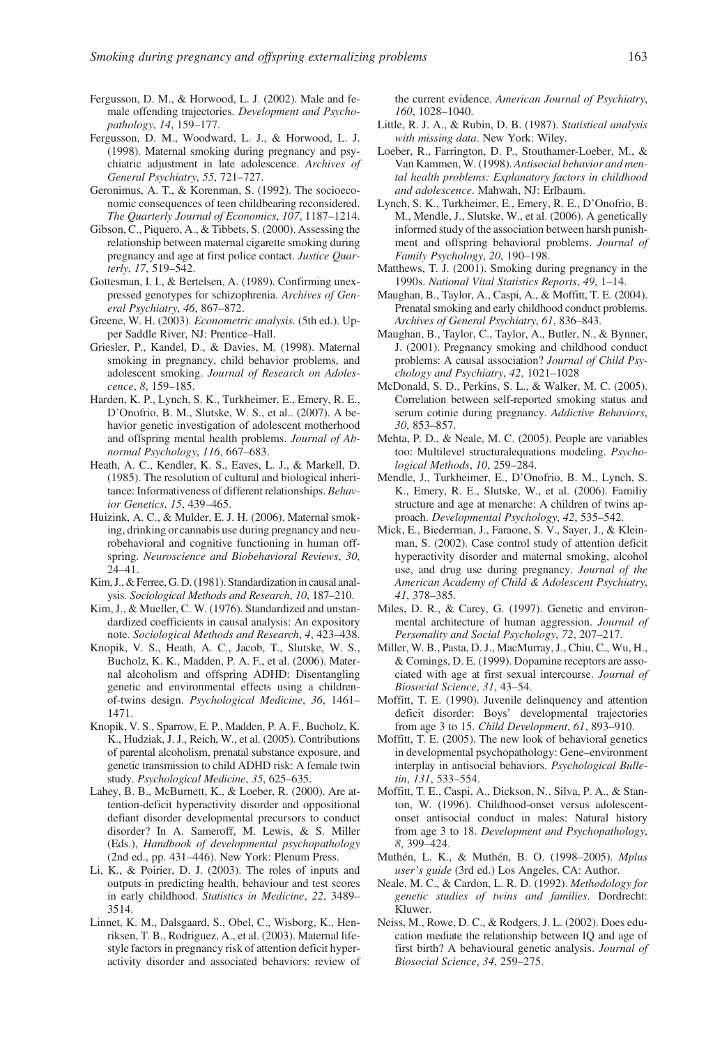Fergusson, D. M., & Horwood, L. J. (2002). Male and female offending trajectories. *Development and Psychopathology*, *14*, 159–177.

Fergusson, D. M., Woodward, L. J., & Horwood, L. J. (1998). Maternal smoking during pregnancy and psychiatric adjustment in late adolescence. *Archives of General Psychiatry*, *55*, 721–727.

Geronimus, A. T., & Korenman, S. (1992). The socioeconomic consequences of teen childbearing reconsidered. *The Quarterly Journal of Economics*, *107*, 1187–1214.

Gibson, C., Piquero, A., & Tibbets, S. (2000). Assessing the relationship between maternal cigarette smoking during pregnancy and age at first police contact. *Justice Quarterly*, *17*, 519–542.

Gottesman, I. I., & Bertelsen, A. (1989). Confirming unexpressed genotypes for schizophrenia. *Archives of General Psychiatry*, *46*, 867–872.

Greene, W. H. (2003). *Econometric analysis.* (5th ed.). Upper Saddle River, NJ: Prentice–Hall.

Griesler, P., Kandel, D., & Davies, M. (1998). Maternal smoking in pregnancy, child behavior problems, and adolescent smoking. *Journal of Research on Adolescence*, *8*, 159–185.

Harden, K. P., Lynch, S. K., Turkheimer, E., Emery, R. E., D'Onofrio, B. M., Slutske, W. S., et al.. (2007). A behavior genetic investigation of adolescent motherhood and offspring mental health problems. *Journal of Abnormal Psychology*, *116*, 667–683.

Heath, A. C., Kendler, K. S., Eaves, L. J., & Markell, D. (1985). The resolution of cultural and biological inheritance: Informativeness of different relationships. *Behavior Genetics*, *15*, 439–465.

Huizink, A. C., & Mulder, E. J. H. (2006). Maternal smoking, drinking or cannabis use during pregnancy and neurobehavioral and cognitive functioning in human offspring. *Neuroscience and Biobehavioral Reviews*, *30*, 24–41.

Kim, J., & Ferree, G. D. (1981). Standardization in causal analysis. *Sociological Methods and Research*, *10*, 187–210.

Kim, J., & Mueller, C. W. (1976). Standardized and unstandardized coefficients in causal analysis: An expository note. *Sociological Methods and Research*, *4*, 423–438.

Knopik, V. S., Heath, A. C., Jacob, T., Slutske, W. S., Bucholz, K. K., Madden, P. A. F., et al. (2006). Maternal alcoholism and offspring ADHD: Disentangling genetic and environmental effects using a children-of-twins design. *Psychological Medicine*, *36*, 1461–1471.

Knopik, V. S., Sparrow, E. P., Madden, P. A. F., Bucholz, K. K., Hudziak, J. J., Reich, W., et al. (2005). Contributions of parental alcoholism, prenatal substance exposure, and genetic transmission to child ADHD risk: A female twin study. *Psychological Medicine*, *35*, 625–635.

Lahey, B. B., McBurnett, K., & Loeber, R. (2000). Are attention-deficit hyperactivity disorder and oppositional defiant disorder developmental precursors to conduct disorder? In A. Sameroff, M. Lewis, & S. Miller (Eds.), *Handbook of developmental psychopathology* (2nd ed., pp. 431–446). New York: Plenum Press.

Li, K., & Poirier, D. J. (2003). The roles of inputs and outputs in predicting health, behaviour and test scores in early childhood. *Statistics in Medicine*, *22*, 3489–3514.

Linnet, K. M., Dalsgaard, S., Obel, C., Wisborg, K., Henriksen, T. B., Rodriguez, A., et al. (2003). Maternal lifestyle factors in pregnancy risk of attention deficit hyperactivity disorder and associated behaviors: review of the current evidence. *American Journal of Psychiatry*, *160*, 1028–1040.

Little, R. J. A., & Rubin, D. B. (1987). *Statistical analysis with missing data*. New York: Wiley.

Loeber, R., Farrington, D. P., Stouthamer-Loeber, M., & Van Kammen, W. (1998). *Antisocial behavior and mental health problems: Explanatory factors in childhood and adolescence*. Mahwah, NJ: Erlbaum.

Lynch, S. K., Turkheimer, E., Emery, R. E., D'Onofrio, B. M., Mendle, J., Slutske, W., et al. (2006). A genetically informed study of the association between harsh punishment and offspring behavioral problems. *Journal of Family Psychology*, *20*, 190–198.

Matthews, T. J. (2001). Smoking during pregnancy in the 1990s. *National Vital Statistics Reports*, *49*, 1–14.

Maughan, B., Taylor, A., Caspi, A., & Moffitt, T. E. (2004). Prenatal smoking and early childhood conduct problems. *Archives of General Psychiatry*, *61*, 836–843.

Maughan, B., Taylor, C., Taylor, A., Butler, N., & Bynner, J. (2001). Pregnancy smoking and childhood conduct problems: A causal association? *Journal of Child Psychology and Psychiatry*, *42*, 1021–1028

McDonald, S. D., Perkins, S. L., & Walker, M. C. (2005). Correlation between self-reported smoking status and serum cotinie during pregnancy. *Addictive Behaviors*, *30*, 853–857.

Mehta, P. D., & Neale, M. C. (2005). People are variables too: Multilevel structuralequations modeling. *Psychological Methods*, *10*, 259–284.

Mendle, J., Turkheimer, E., D'Onofrio, B. M., Lynch, S. K., Emery, R. E., Slutske, W., et al. (2006). Familiy structure and age at menarche: A children of twins approach. *Developmental Psychology*, *42*, 535–542.

Mick, E., Biederman, J., Faraone, S. V., Sayer, J., & Kleinman, S. (2002). Case control study of attention deficit hyperactivity disorder and maternal smoking, alcohol use, and drug use during pregnancy. *Journal of the American Academy of Child & Adolescent Psychiatry*, *41*, 378–385.

Miles, D. R., & Carey, G. (1997). Genetic and environmental architecture of human aggression. *Journal of Personality and Social Psychology*, *72*, 207–217.

Miller, W. B., Pasta, D. J., MacMurray, J., Chiu, C., Wu, H., & Comings, D. E. (1999). Dopamine receptors are associated with age at first sexual intercourse. *Journal of Biosocial Science*, *31*, 43–54.

Moffitt, T. E. (1990). Juvenile delinquency and attention deficit disorder: Boys' developmental trajectories from age 3 to 15. *Child Development*, *61*, 893–910.

Moffitt, T. E. (2005). The new look of behavioral genetics in developmental psychopathology: Gene–environment interplay in antisocial behaviors. *Psychological Bulletin*, *131*, 533–554.

Moffitt, T. E., Caspi, A., Dickson, N., Silva, P. A., & Stanton, W. (1996). Childhood-onset versus adolescent-onset antisocial conduct in males: Natural history from age 3 to 18. *Development and Psychopathology*, *8*, 399–424.

Muthén, L. K., & Muthén, B. O. (1998–2005). *Mplus user's guide* (3rd ed.) Los Angeles, CA: Author.

Neale, M. C., & Cardon, L. R. D. (1992). *Methodology for genetic studies of twins and families*. Dordrecht: Kluwer.

Neiss, M., Rowe, D. C., & Rodgers, J. L. (2002). Does education mediate the relationship between IQ and age of first birth? A behavioural genetic analysis. *Journal of Biosocial Science*, *34*, 259–275.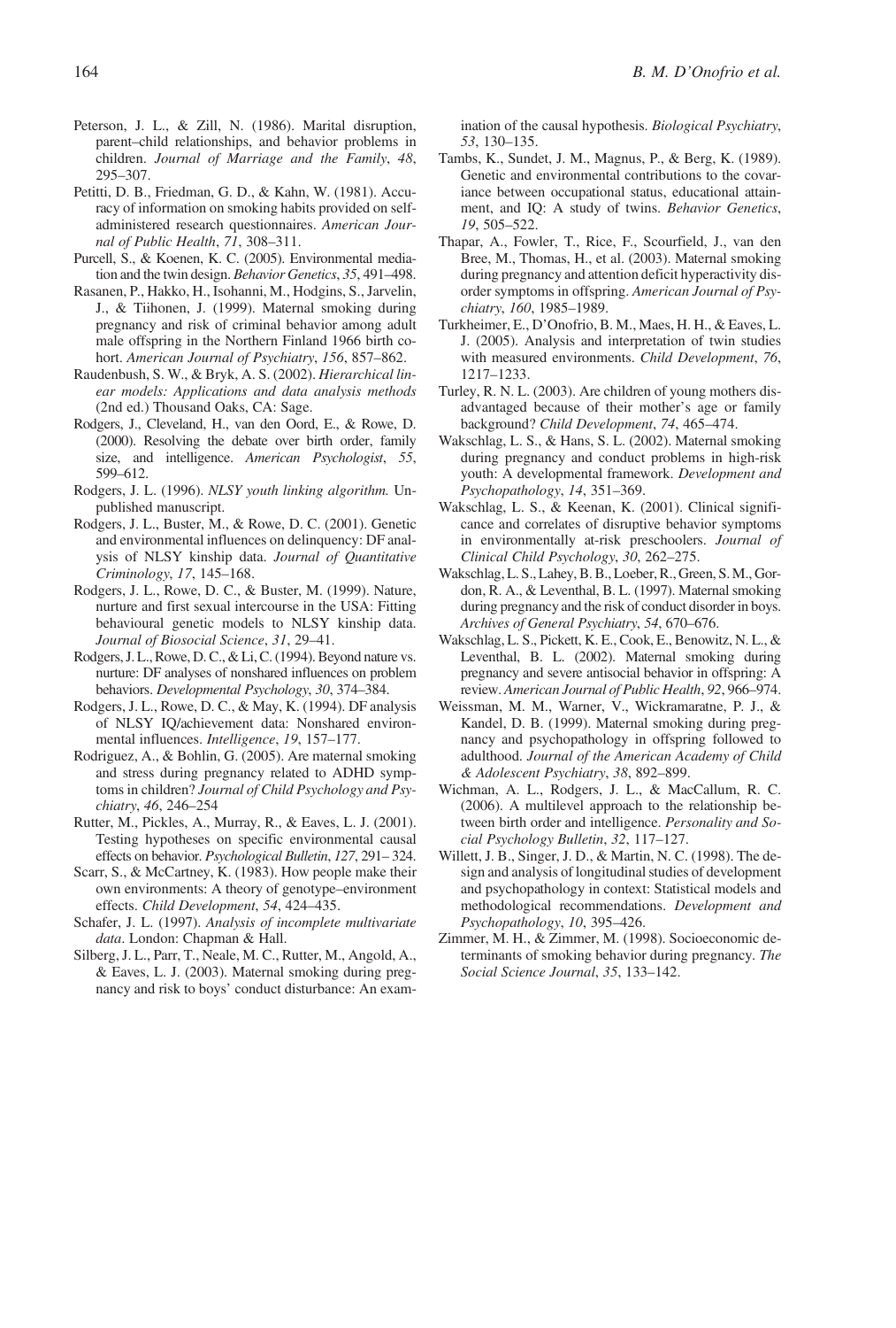Peterson, J. L., & Zill, N. (1986). Marital disruption, parent–child relationships, and behavior problems in children. *Journal of Marriage and the Family*, *48*, 295–307.

Petitti, D. B., Friedman, G. D., & Kahn, W. (1981). Accuracy of information on smoking habits provided on self-administered research questionnaires. *American Journal of Public Health*, *71*, 308–311.

Purcell, S., & Koenen, K. C. (2005). Environmental mediation and the twin design. *Behavior Genetics*, *35*, 491–498.

Rasanen, P., Hakko, H., Isohanni, M., Hodgins, S., Jarvelin, J., & Tiihonen, J. (1999). Maternal smoking during pregnancy and risk of criminal behavior among adult male offspring in the Northern Finland 1966 birth cohort. *American Journal of Psychiatry*, *156*, 857–862.

Raudenbush, S. W., & Bryk, A. S. (2002). *Hierarchical linear models: Applications and data analysis methods* (2nd ed.) Thousand Oaks, CA: Sage.

Rodgers, J., Cleveland, H., van den Oord, E., & Rowe, D. (2000). Resolving the debate over birth order, family size, and intelligence. *American Psychologist*, *55*, 599–612.

Rodgers, J. L. (1996). *NLSY youth linking algorithm.* Unpublished manuscript.

Rodgers, J. L., Buster, M., & Rowe, D. C. (2001). Genetic and environmental influences on delinquency: DF analysis of NLSY kinship data. *Journal of Quantitative Criminology*, *17*, 145–168.

Rodgers, J. L., Rowe, D. C., & Buster, M. (1999). Nature, nurture and first sexual intercourse in the USA: Fitting behavioural genetic models to NLSY kinship data. *Journal of Biosocial Science*, *31*, 29–41.

Rodgers, J. L., Rowe, D. C., & Li, C. (1994). Beyond nature vs. nurture: DF analyses of nonshared influences on problem behaviors. *Developmental Psychology*, *30*, 374–384.

Rodgers, J. L., Rowe, D. C., & May, K. (1994). DF analysis of NLSY IQ/achievement data: Nonshared environmental influences. *Intelligence*, *19*, 157–177.

Rodriguez, A., & Bohlin, G. (2005). Are maternal smoking and stress during pregnancy related to ADHD symptoms in children? *Journal of Child Psychology and Psychiatry*, *46*, 246–254

Rutter, M., Pickles, A., Murray, R., & Eaves, L. J. (2001). Testing hypotheses on specific environmental causal effects on behavior. *Psychological Bulletin*, *127*, 291– 324.

Scarr, S., & McCartney, K. (1983). How people make their own environments: A theory of genotype–environment effects. *Child Development*, *54*, 424–435.

Schafer, J. L. (1997). *Analysis of incomplete multivariate data*. London: Chapman & Hall.

Silberg, J. L., Parr, T., Neale, M. C., Rutter, M., Angold, A., & Eaves, L. J. (2003). Maternal smoking during pregnancy and risk to boys' conduct disturbance: An examination of the causal hypothesis. *Biological Psychiatry*, *53*, 130–135.

Tambs, K., Sundet, J. M., Magnus, P., & Berg, K. (1989). Genetic and environmental contributions to the covariance between occupational status, educational attainment, and IQ: A study of twins. *Behavior Genetics*, *19*, 505–522.

Thapar, A., Fowler, T., Rice, F., Scourfield, J., van den Bree, M., Thomas, H., et al. (2003). Maternal smoking during pregnancy and attention deficit hyperactivity disorder symptoms in offspring. *American Journal of Psychiatry*, *160*, 1985–1989.

Turkheimer, E., D'Onofrio, B. M., Maes, H. H., & Eaves, L. J. (2005). Analysis and interpretation of twin studies with measured environments. *Child Development*, *76*, 1217–1233.

Turley, R. N. L. (2003). Are children of young mothers disadvantaged because of their mother's age or family background? *Child Development*, *74*, 465–474.

Wakschlag, L. S., & Hans, S. L. (2002). Maternal smoking during pregnancy and conduct problems in high-risk youth: A developmental framework. *Development and Psychopathology*, *14*, 351–369.

Wakschlag, L. S., & Keenan, K. (2001). Clinical significance and correlates of disruptive behavior symptoms in environmentally at-risk preschoolers. *Journal of Clinical Child Psychology*, *30*, 262–275.

Wakschlag, L. S., Lahey, B. B., Loeber, R., Green, S. M., Gordon, R. A., & Leventhal, B. L. (1997). Maternal smoking during pregnancy and the risk of conduct disorder in boys. *Archives of General Psychiatry*, *54*, 670–676.

Wakschlag, L. S., Pickett, K. E., Cook, E., Benowitz, N. L., & Leventhal, B. L. (2002). Maternal smoking during pregnancy and severe antisocial behavior in offspring: A review. *American Journal of Public Health*, *92*, 966–974.

Weissman, M. M., Warner, V., Wickramaratne, P. J., & Kandel, D. B. (1999). Maternal smoking during pregnancy and psychopathology in offspring followed to adulthood. *Journal of the American Academy of Child & Adolescent Psychiatry*, *38*, 892–899.

Wichman, A. L., Rodgers, J. L., & MacCallum, R. C. (2006). A multilevel approach to the relationship between birth order and intelligence. *Personality and Social Psychology Bulletin*, *32*, 117–127.

Willett, J. B., Singer, J. D., & Martin, N. C. (1998). The design and analysis of longitudinal studies of development and psychopathology in context: Statistical models and methodological recommendations. *Development and Psychopathology*, *10*, 395–426.

Zimmer, M. H., & Zimmer, M. (1998). Socioeconomic determinants of smoking behavior during pregnancy. *The Social Science Journal*, *35*, 133–142.